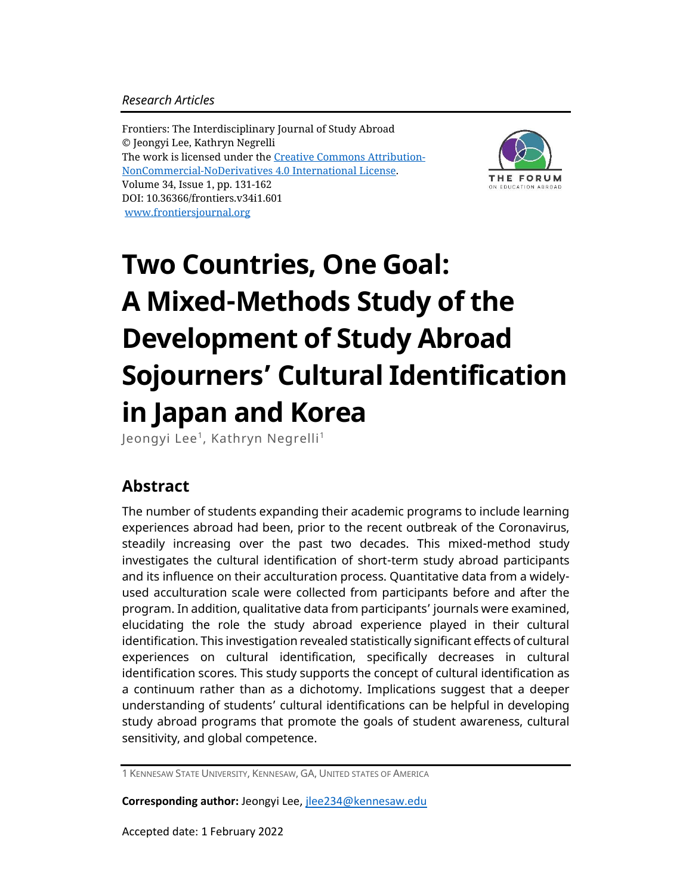*Research Articles*

Frontiers: The Interdisciplinary Journal of Study Abroad
© Jeongyi Lee, Kathryn Negrelli
The work is licensed under the Creative Commons Attribution-NonCommercial-NoDerivatives 4.0 International License.
Volume 34, Issue 1, pp. 131-162
DOI: 10.36366/frontiers.v34i1.601
www.frontiersjournal.org

# Two Countries, One Goal: A Mixed-Methods Study of the Development of Study Abroad Sojourners' Cultural Identification in Japan and Korea

Jeongyi Lee[1], Kathryn Negrelli[1]

## Abstract

The number of students expanding their academic programs to include learning experiences abroad had been, prior to the recent outbreak of the Coronavirus, steadily increasing over the past two decades. This mixed-method study investigates the cultural identification of short-term study abroad participants and its influence on their acculturation process. Quantitative data from a widely-used acculturation scale were collected from participants before and after the program. In addition, qualitative data from participants' journals were examined, elucidating the role the study abroad experience played in their cultural identification. This investigation revealed statistically significant effects of cultural experiences on cultural identification, specifically decreases in cultural identification scores. This study supports the concept of cultural identification as a continuum rather than as a dichotomy. Implications suggest that a deeper understanding of students' cultural identifications can be helpful in developing study abroad programs that promote the goals of student awareness, cultural sensitivity, and global competence.

1 Kennesaw State University, Kennesaw, GA, United States of America

**Corresponding author:** Jeongyi Lee, jlee234@kennesaw.edu

Accepted date: 1 February 2022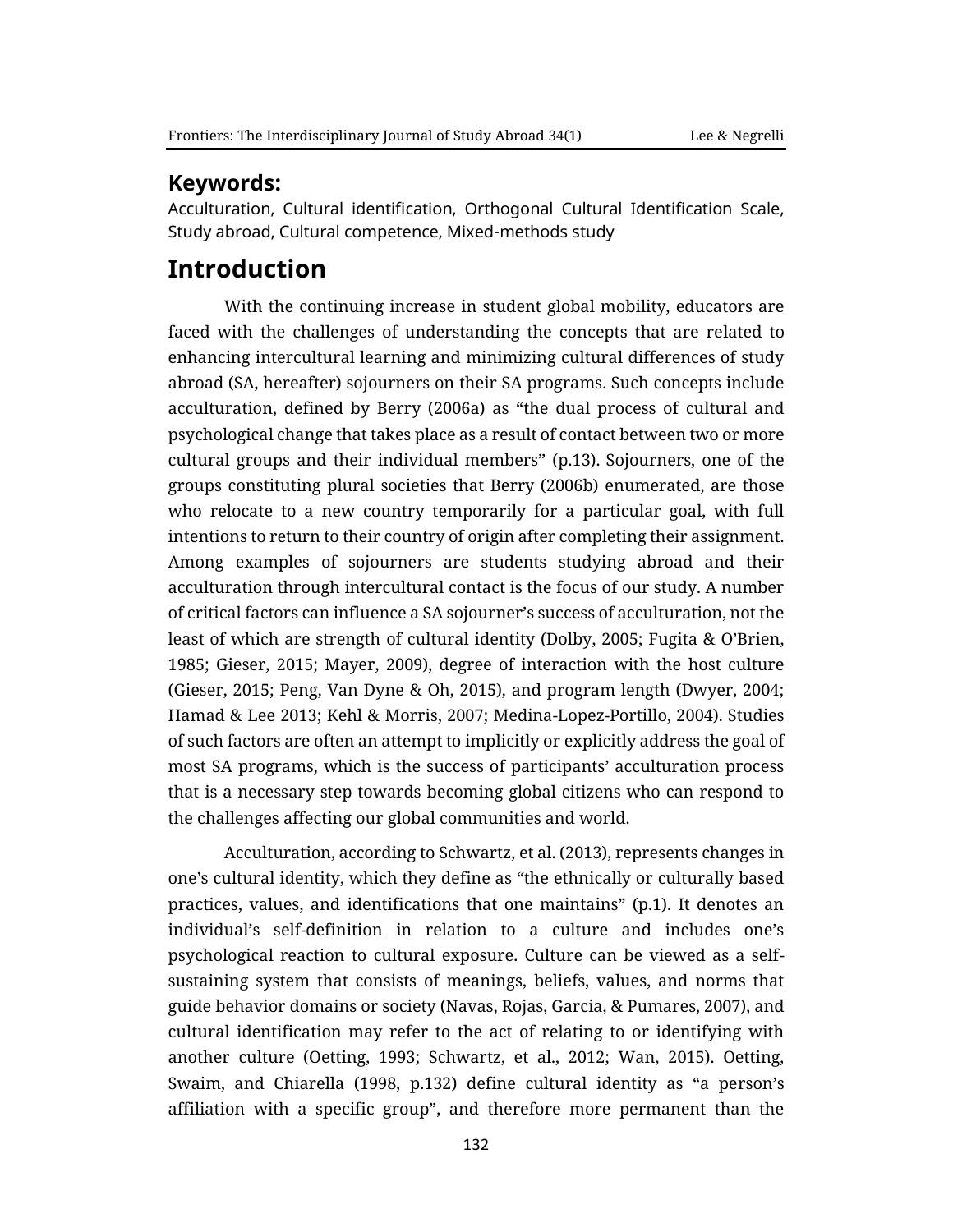**Keywords:**

Acculturation, Cultural identification, Orthogonal Cultural Identification Scale, Study abroad, Cultural competence, Mixed-methods study

## Introduction

With the continuing increase in student global mobility, educators are faced with the challenges of understanding the concepts that are related to enhancing intercultural learning and minimizing cultural differences of study abroad (SA, hereafter) sojourners on their SA programs. Such concepts include acculturation, defined by Berry (2006a) as "the dual process of cultural and psychological change that takes place as a result of contact between two or more cultural groups and their individual members" (p.13). Sojourners, one of the groups constituting plural societies that Berry (2006b) enumerated, are those who relocate to a new country temporarily for a particular goal, with full intentions to return to their country of origin after completing their assignment. Among examples of sojourners are students studying abroad and their acculturation through intercultural contact is the focus of our study. A number of critical factors can influence a SA sojourner's success of acculturation, not the least of which are strength of cultural identity (Dolby, 2005; Fugita & O'Brien, 1985; Gieser, 2015; Mayer, 2009), degree of interaction with the host culture (Gieser, 2015; Peng, Van Dyne & Oh, 2015), and program length (Dwyer, 2004; Hamad & Lee 2013; Kehl & Morris, 2007; Medina-Lopez-Portillo, 2004). Studies of such factors are often an attempt to implicitly or explicitly address the goal of most SA programs, which is the success of participants' acculturation process that is a necessary step towards becoming global citizens who can respond to the challenges affecting our global communities and world.

Acculturation, according to Schwartz, et al. (2013), represents changes in one's cultural identity, which they define as "the ethnically or culturally based practices, values, and identifications that one maintains" (p.1). It denotes an individual's self-definition in relation to a culture and includes one's psychological reaction to cultural exposure. Culture can be viewed as a self-sustaining system that consists of meanings, beliefs, values, and norms that guide behavior domains or society (Navas, Rojas, Garcia, & Pumares, 2007), and cultural identification may refer to the act of relating to or identifying with another culture (Oetting, 1993; Schwartz, et al., 2012; Wan, 2015). Oetting, Swaim, and Chiarella (1998, p.132) define cultural identity as "a person's affiliation with a specific group", and therefore more permanent than the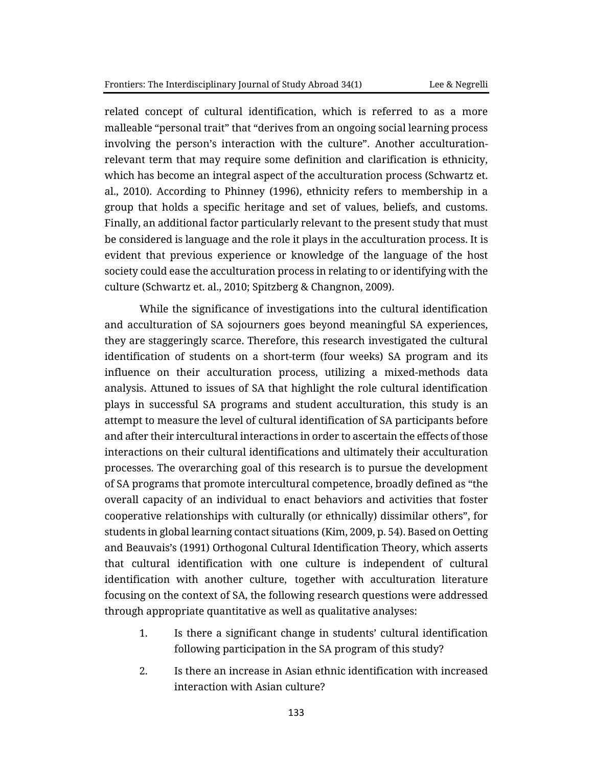related concept of cultural identification, which is referred to as a more malleable "personal trait" that "derives from an ongoing social learning process involving the person's interaction with the culture". Another acculturation-relevant term that may require some definition and clarification is ethnicity, which has become an integral aspect of the acculturation process (Schwartz et. al., 2010). According to Phinney (1996), ethnicity refers to membership in a group that holds a specific heritage and set of values, beliefs, and customs. Finally, an additional factor particularly relevant to the present study that must be considered is language and the role it plays in the acculturation process. It is evident that previous experience or knowledge of the language of the host society could ease the acculturation process in relating to or identifying with the culture (Schwartz et. al., 2010; Spitzberg & Changnon, 2009).

While the significance of investigations into the cultural identification and acculturation of SA sojourners goes beyond meaningful SA experiences, they are staggeringly scarce. Therefore, this research investigated the cultural identification of students on a short-term (four weeks) SA program and its influence on their acculturation process, utilizing a mixed-methods data analysis. Attuned to issues of SA that highlight the role cultural identification plays in successful SA programs and student acculturation, this study is an attempt to measure the level of cultural identification of SA participants before and after their intercultural interactions in order to ascertain the effects of those interactions on their cultural identifications and ultimately their acculturation processes. The overarching goal of this research is to pursue the development of SA programs that promote intercultural competence, broadly defined as "the overall capacity of an individual to enact behaviors and activities that foster cooperative relationships with culturally (or ethnically) dissimilar others", for students in global learning contact situations (Kim, 2009, p. 54). Based on Oetting and Beauvais's (1991) Orthogonal Cultural Identification Theory, which asserts that cultural identification with one culture is independent of cultural identification with another culture, together with acculturation literature focusing on the context of SA, the following research questions were addressed through appropriate quantitative as well as qualitative analyses:

1. Is there a significant change in students' cultural identification following participation in the SA program of this study?
2. Is there an increase in Asian ethnic identification with increased interaction with Asian culture?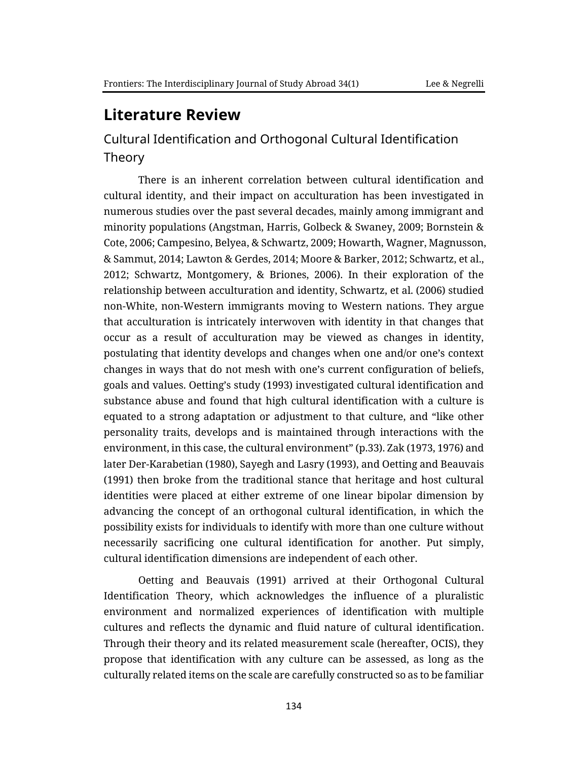## Literature Review

### Cultural Identification and Orthogonal Cultural Identification Theory

There is an inherent correlation between cultural identification and cultural identity, and their impact on acculturation has been investigated in numerous studies over the past several decades, mainly among immigrant and minority populations (Angstman, Harris, Golbeck & Swaney, 2009; Bornstein & Cote, 2006; Campesino, Belyea, & Schwartz, 2009; Howarth, Wagner, Magnusson, & Sammut, 2014; Lawton & Gerdes, 2014; Moore & Barker, 2012; Schwartz, et al., 2012; Schwartz, Montgomery, & Briones, 2006). In their exploration of the relationship between acculturation and identity, Schwartz, et al. (2006) studied non-White, non-Western immigrants moving to Western nations. They argue that acculturation is intricately interwoven with identity in that changes that occur as a result of acculturation may be viewed as changes in identity, postulating that identity develops and changes when one and/or one's context changes in ways that do not mesh with one's current configuration of beliefs, goals and values. Oetting's study (1993) investigated cultural identification and substance abuse and found that high cultural identification with a culture is equated to a strong adaptation or adjustment to that culture, and "like other personality traits, develops and is maintained through interactions with the environment, in this case, the cultural environment" (p.33). Zak (1973, 1976) and later Der-Karabetian (1980), Sayegh and Lasry (1993), and Oetting and Beauvais (1991) then broke from the traditional stance that heritage and host cultural identities were placed at either extreme of one linear bipolar dimension by advancing the concept of an orthogonal cultural identification, in which the possibility exists for individuals to identify with more than one culture without necessarily sacrificing one cultural identification for another. Put simply, cultural identification dimensions are independent of each other.

Oetting and Beauvais (1991) arrived at their Orthogonal Cultural Identification Theory, which acknowledges the influence of a pluralistic environment and normalized experiences of identification with multiple cultures and reflects the dynamic and fluid nature of cultural identification. Through their theory and its related measurement scale (hereafter, OCIS), they propose that identification with any culture can be assessed, as long as the culturally related items on the scale are carefully constructed so as to be familiar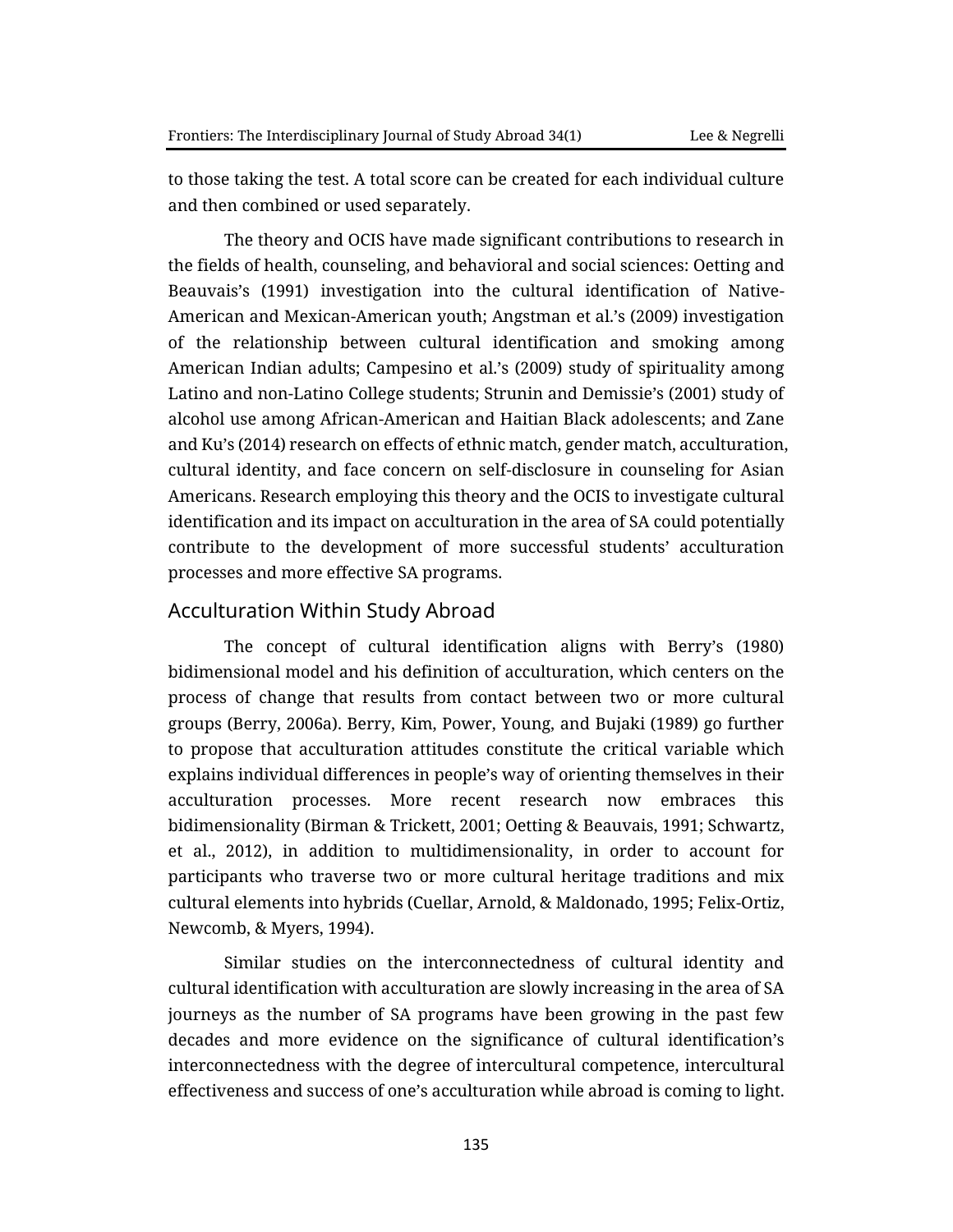to those taking the test. A total score can be created for each individual culture and then combined or used separately.

The theory and OCIS have made significant contributions to research in the fields of health, counseling, and behavioral and social sciences: Oetting and Beauvais's (1991) investigation into the cultural identification of Native-American and Mexican-American youth; Angstman et al.'s (2009) investigation of the relationship between cultural identification and smoking among American Indian adults; Campesino et al.'s (2009) study of spirituality among Latino and non-Latino College students; Strunin and Demissie's (2001) study of alcohol use among African-American and Haitian Black adolescents; and Zane and Ku's (2014) research on effects of ethnic match, gender match, acculturation, cultural identity, and face concern on self-disclosure in counseling for Asian Americans. Research employing this theory and the OCIS to investigate cultural identification and its impact on acculturation in the area of SA could potentially contribute to the development of more successful students' acculturation processes and more effective SA programs.

## Acculturation Within Study Abroad

The concept of cultural identification aligns with Berry's (1980) bidimensional model and his definition of acculturation, which centers on the process of change that results from contact between two or more cultural groups (Berry, 2006a). Berry, Kim, Power, Young, and Bujaki (1989) go further to propose that acculturation attitudes constitute the critical variable which explains individual differences in people's way of orienting themselves in their acculturation processes. More recent research now embraces this bidimensionality (Birman & Trickett, 2001; Oetting & Beauvais, 1991; Schwartz, et al., 2012), in addition to multidimensionality, in order to account for participants who traverse two or more cultural heritage traditions and mix cultural elements into hybrids (Cuellar, Arnold, & Maldonado, 1995; Felix-Ortiz, Newcomb, & Myers, 1994).

Similar studies on the interconnectedness of cultural identity and cultural identification with acculturation are slowly increasing in the area of SA journeys as the number of SA programs have been growing in the past few decades and more evidence on the significance of cultural identification's interconnectedness with the degree of intercultural competence, intercultural effectiveness and success of one's acculturation while abroad is coming to light.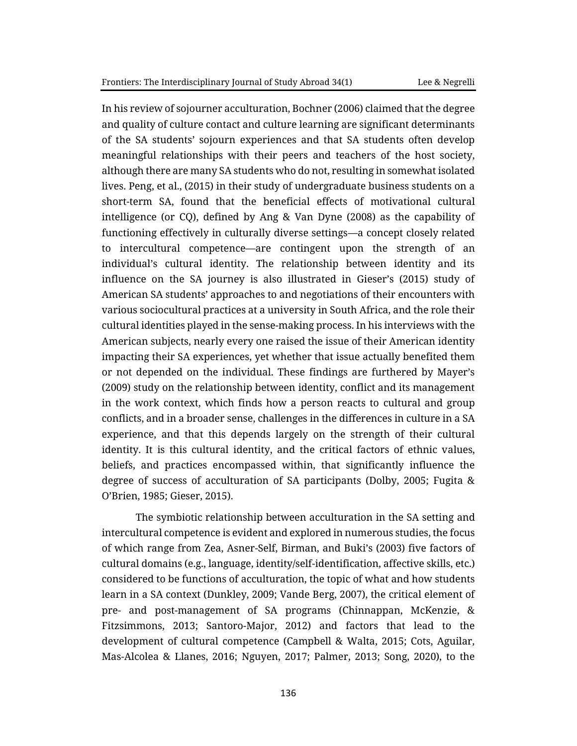In his review of sojourner acculturation, Bochner (2006) claimed that the degree and quality of culture contact and culture learning are significant determinants of the SA students' sojourn experiences and that SA students often develop meaningful relationships with their peers and teachers of the host society, although there are many SA students who do not, resulting in somewhat isolated lives. Peng, et al., (2015) in their study of undergraduate business students on a short-term SA, found that the beneficial effects of motivational cultural intelligence (or CQ), defined by Ang & Van Dyne (2008) as the capability of functioning effectively in culturally diverse settings—a concept closely related to intercultural competence—are contingent upon the strength of an individual's cultural identity. The relationship between identity and its influence on the SA journey is also illustrated in Gieser's (2015) study of American SA students' approaches to and negotiations of their encounters with various sociocultural practices at a university in South Africa, and the role their cultural identities played in the sense-making process. In his interviews with the American subjects, nearly every one raised the issue of their American identity impacting their SA experiences, yet whether that issue actually benefited them or not depended on the individual. These findings are furthered by Mayer's (2009) study on the relationship between identity, conflict and its management in the work context, which finds how a person reacts to cultural and group conflicts, and in a broader sense, challenges in the differences in culture in a SA experience, and that this depends largely on the strength of their cultural identity. It is this cultural identity, and the critical factors of ethnic values, beliefs, and practices encompassed within, that significantly influence the degree of success of acculturation of SA participants (Dolby, 2005; Fugita & O'Brien, 1985; Gieser, 2015).

The symbiotic relationship between acculturation in the SA setting and intercultural competence is evident and explored in numerous studies, the focus of which range from Zea, Asner-Self, Birman, and Buki's (2003) five factors of cultural domains (e.g., language, identity/self-identification, affective skills, etc.) considered to be functions of acculturation, the topic of what and how students learn in a SA context (Dunkley, 2009; Vande Berg, 2007), the critical element of pre- and post-management of SA programs (Chinnappan, McKenzie, & Fitzsimmons, 2013; Santoro-Major, 2012) and factors that lead to the development of cultural competence (Campbell & Walta, 2015; Cots, Aguilar, Mas-Alcolea & Llanes, 2016; Nguyen, 2017; Palmer, 2013; Song, 2020), to the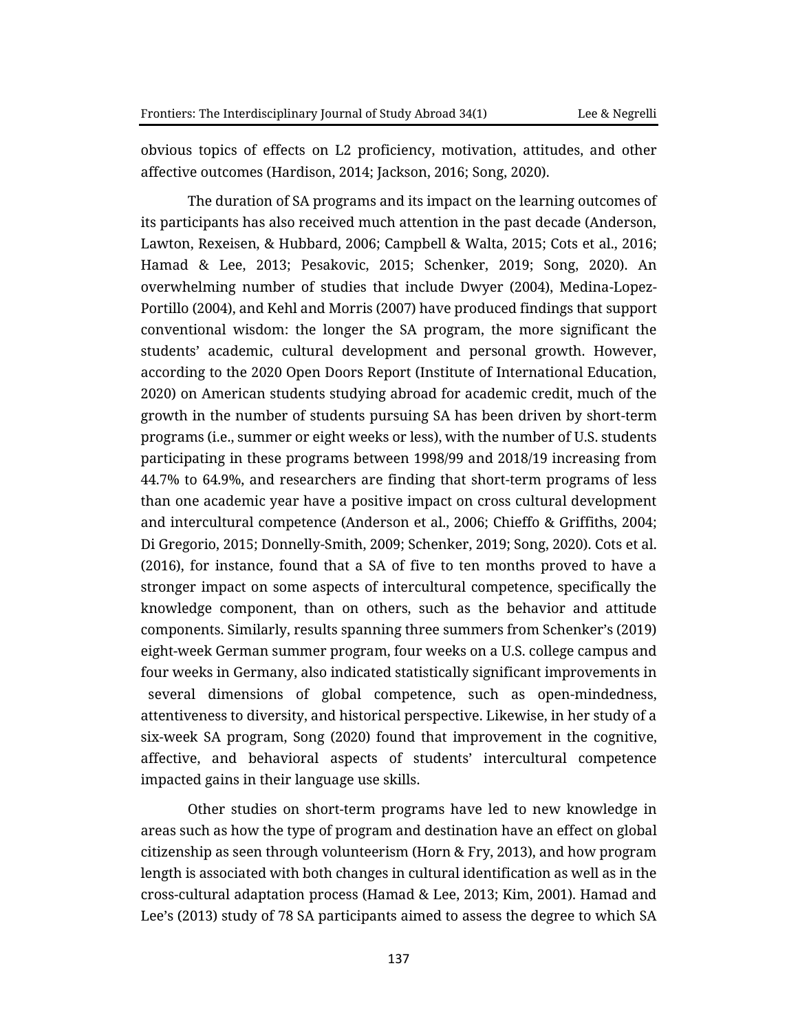obvious topics of effects on L2 proficiency, motivation, attitudes, and other affective outcomes (Hardison, 2014; Jackson, 2016; Song, 2020).

The duration of SA programs and its impact on the learning outcomes of its participants has also received much attention in the past decade (Anderson, Lawton, Rexeisen, & Hubbard, 2006; Campbell & Walta, 2015; Cots et al., 2016; Hamad & Lee, 2013; Pesakovic, 2015; Schenker, 2019; Song, 2020). An overwhelming number of studies that include Dwyer (2004), Medina-Lopez-Portillo (2004), and Kehl and Morris (2007) have produced findings that support conventional wisdom: the longer the SA program, the more significant the students' academic, cultural development and personal growth. However, according to the 2020 Open Doors Report (Institute of International Education, 2020) on American students studying abroad for academic credit, much of the growth in the number of students pursuing SA has been driven by short-term programs (i.e., summer or eight weeks or less), with the number of U.S. students participating in these programs between 1998/99 and 2018/19 increasing from 44.7% to 64.9%, and researchers are finding that short-term programs of less than one academic year have a positive impact on cross cultural development and intercultural competence (Anderson et al., 2006; Chieffo & Griffiths, 2004; Di Gregorio, 2015; Donnelly-Smith, 2009; Schenker, 2019; Song, 2020). Cots et al. (2016), for instance, found that a SA of five to ten months proved to have a stronger impact on some aspects of intercultural competence, specifically the knowledge component, than on others, such as the behavior and attitude components. Similarly, results spanning three summers from Schenker's (2019) eight-week German summer program, four weeks on a U.S. college campus and four weeks in Germany, also indicated statistically significant improvements in several dimensions of global competence, such as open-mindedness, attentiveness to diversity, and historical perspective. Likewise, in her study of a six-week SA program, Song (2020) found that improvement in the cognitive, affective, and behavioral aspects of students' intercultural competence impacted gains in their language use skills.

Other studies on short-term programs have led to new knowledge in areas such as how the type of program and destination have an effect on global citizenship as seen through volunteerism (Horn & Fry, 2013), and how program length is associated with both changes in cultural identification as well as in the cross-cultural adaptation process (Hamad & Lee, 2013; Kim, 2001). Hamad and Lee's (2013) study of 78 SA participants aimed to assess the degree to which SA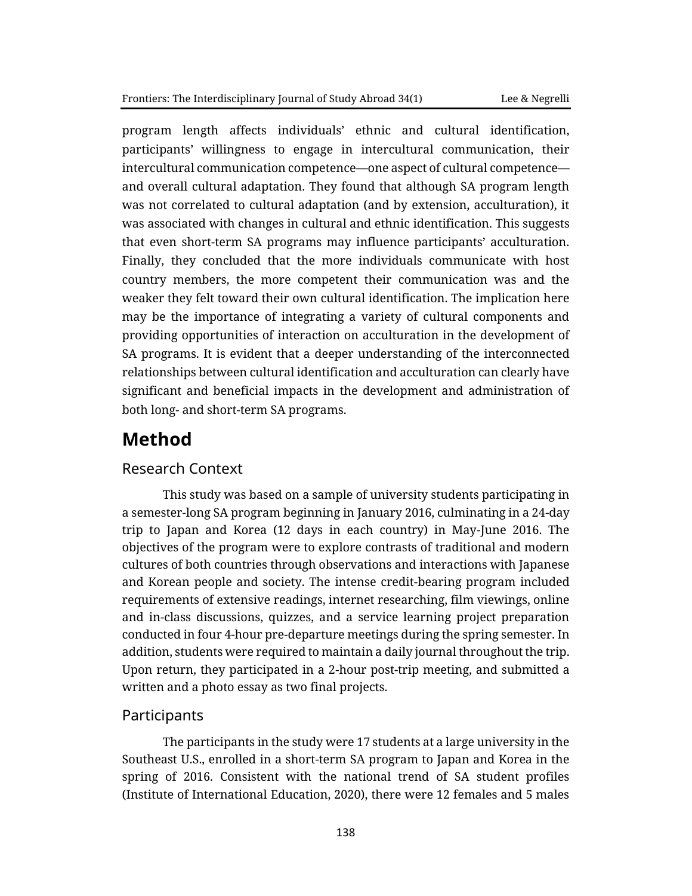program length affects individuals' ethnic and cultural identification, participants' willingness to engage in intercultural communication, their intercultural communication competence—one aspect of cultural competence—and overall cultural adaptation. They found that although SA program length was not correlated to cultural adaptation (and by extension, acculturation), it was associated with changes in cultural and ethnic identification. This suggests that even short-term SA programs may influence participants' acculturation. Finally, they concluded that the more individuals communicate with host country members, the more competent their communication was and the weaker they felt toward their own cultural identification. The implication here may be the importance of integrating a variety of cultural components and providing opportunities of interaction on acculturation in the development of SA programs. It is evident that a deeper understanding of the interconnected relationships between cultural identification and acculturation can clearly have significant and beneficial impacts in the development and administration of both long- and short-term SA programs.

# Method

## Research Context

This study was based on a sample of university students participating in a semester-long SA program beginning in January 2016, culminating in a 24-day trip to Japan and Korea (12 days in each country) in May-June 2016. The objectives of the program were to explore contrasts of traditional and modern cultures of both countries through observations and interactions with Japanese and Korean people and society. The intense credit-bearing program included requirements of extensive readings, internet researching, film viewings, online and in-class discussions, quizzes, and a service learning project preparation conducted in four 4-hour pre-departure meetings during the spring semester. In addition, students were required to maintain a daily journal throughout the trip. Upon return, they participated in a 2-hour post-trip meeting, and submitted a written and a photo essay as two final projects.

## Participants

The participants in the study were 17 students at a large university in the Southeast U.S., enrolled in a short-term SA program to Japan and Korea in the spring of 2016. Consistent with the national trend of SA student profiles (Institute of International Education, 2020), there were 12 females and 5 males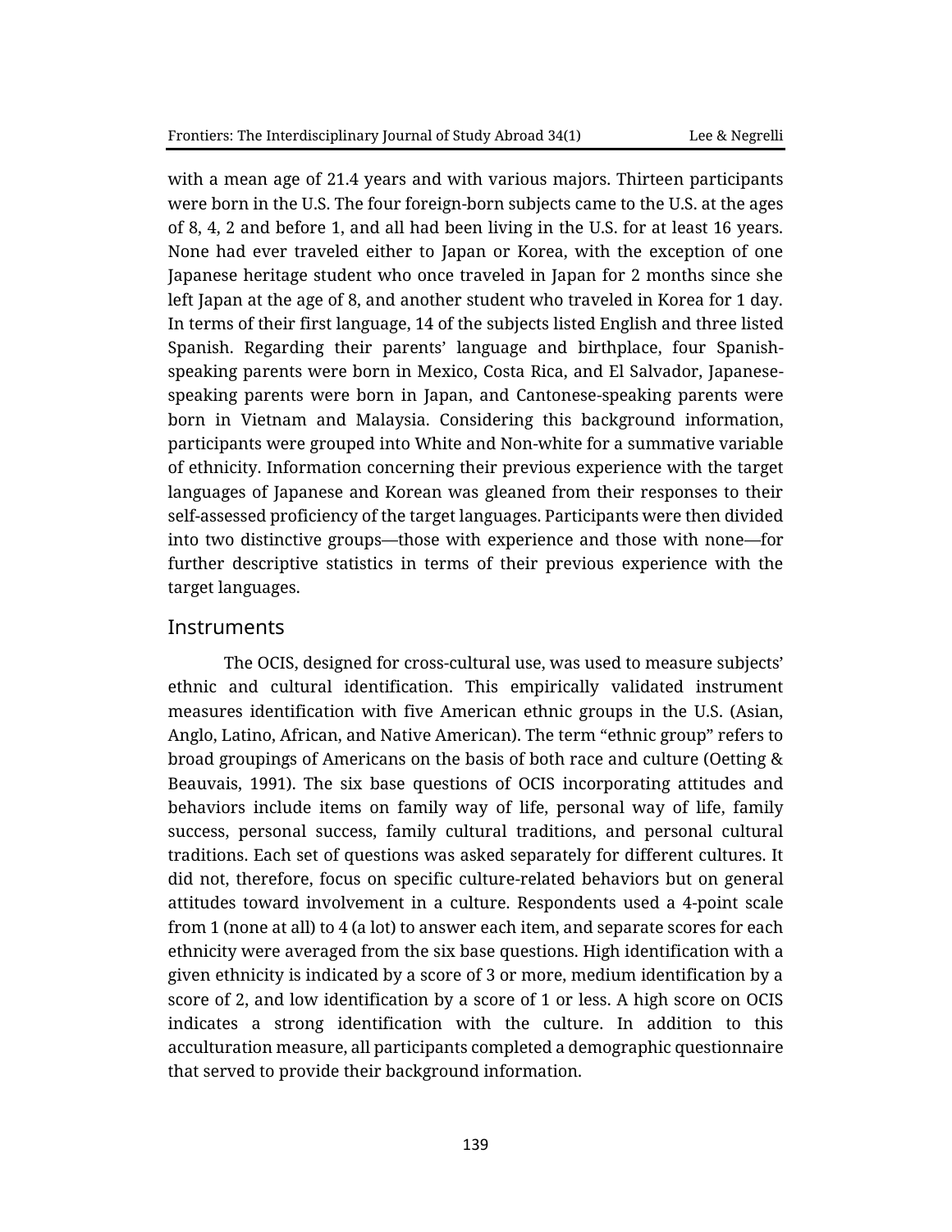with a mean age of 21.4 years and with various majors. Thirteen participants were born in the U.S. The four foreign-born subjects came to the U.S. at the ages of 8, 4, 2 and before 1, and all had been living in the U.S. for at least 16 years. None had ever traveled either to Japan or Korea, with the exception of one Japanese heritage student who once traveled in Japan for 2 months since she left Japan at the age of 8, and another student who traveled in Korea for 1 day. In terms of their first language, 14 of the subjects listed English and three listed Spanish. Regarding their parents' language and birthplace, four Spanish-speaking parents were born in Mexico, Costa Rica, and El Salvador, Japanese-speaking parents were born in Japan, and Cantonese-speaking parents were born in Vietnam and Malaysia. Considering this background information, participants were grouped into White and Non-white for a summative variable of ethnicity. Information concerning their previous experience with the target languages of Japanese and Korean was gleaned from their responses to their self-assessed proficiency of the target languages. Participants were then divided into two distinctive groups—those with experience and those with none—for further descriptive statistics in terms of their previous experience with the target languages.

## Instruments

The OCIS, designed for cross-cultural use, was used to measure subjects' ethnic and cultural identification. This empirically validated instrument measures identification with five American ethnic groups in the U.S. (Asian, Anglo, Latino, African, and Native American). The term "ethnic group" refers to broad groupings of Americans on the basis of both race and culture (Oetting & Beauvais, 1991). The six base questions of OCIS incorporating attitudes and behaviors include items on family way of life, personal way of life, family success, personal success, family cultural traditions, and personal cultural traditions. Each set of questions was asked separately for different cultures. It did not, therefore, focus on specific culture-related behaviors but on general attitudes toward involvement in a culture. Respondents used a 4-point scale from 1 (none at all) to 4 (a lot) to answer each item, and separate scores for each ethnicity were averaged from the six base questions. High identification with a given ethnicity is indicated by a score of 3 or more, medium identification by a score of 2, and low identification by a score of 1 or less. A high score on OCIS indicates a strong identification with the culture. In addition to this acculturation measure, all participants completed a demographic questionnaire that served to provide their background information.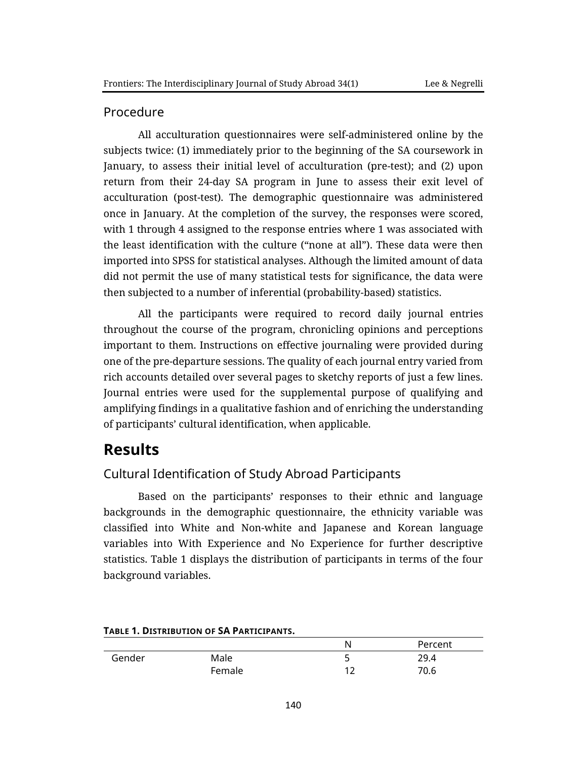### Procedure

All acculturation questionnaires were self-administered online by the subjects twice: (1) immediately prior to the beginning of the SA coursework in January, to assess their initial level of acculturation (pre-test); and (2) upon return from their 24-day SA program in June to assess their exit level of acculturation (post-test). The demographic questionnaire was administered once in January. At the completion of the survey, the responses were scored, with 1 through 4 assigned to the response entries where 1 was associated with the least identification with the culture ("none at all"). These data were then imported into SPSS for statistical analyses. Although the limited amount of data did not permit the use of many statistical tests for significance, the data were then subjected to a number of inferential (probability-based) statistics.

All the participants were required to record daily journal entries throughout the course of the program, chronicling opinions and perceptions important to them. Instructions on effective journaling were provided during one of the pre-departure sessions. The quality of each journal entry varied from rich accounts detailed over several pages to sketchy reports of just a few lines. Journal entries were used for the supplemental purpose of qualifying and amplifying findings in a qualitative fashion and of enriching the understanding of participants' cultural identification, when applicable.

## Results

### Cultural Identification of Study Abroad Participants

Based on the participants' responses to their ethnic and language backgrounds in the demographic questionnaire, the ethnicity variable was classified into White and Non-white and Japanese and Korean language variables into With Experience and No Experience for further descriptive statistics. Table 1 displays the distribution of participants in terms of the four background variables.

**TABLE 1. DISTRIBUTION OF SA PARTICIPANTS.**

| | | N | Percent |
|---|---|---|---|
| Gender | Male | 5 | 29.4 |
| | Female | 12 | 70.6 |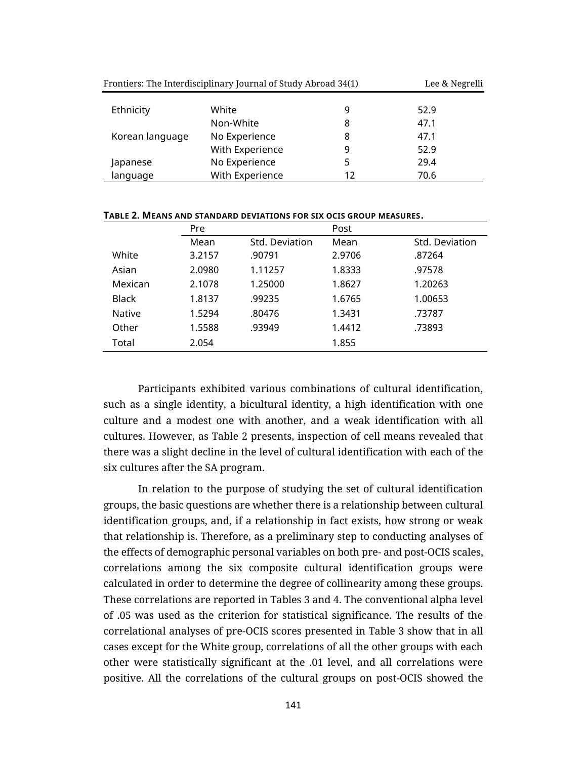| | | | |
|---|---|---|---|
| Ethnicity | White | 9 | 52.9 |
| | Non-White | 8 | 47.1 |
| Korean language | No Experience | 8 | 47.1 |
| | With Experience | 9 | 52.9 |
| Japanese language | No Experience | 5 | 29.4 |
| | With Experience | 12 | 70.6 |

**TABLE 2. MEANS AND STANDARD DEVIATIONS FOR SIX OCIS GROUP MEASURES.**

| | Pre | | Post | |
|---|---|---|---|---|
| | Mean | Std. Deviation | Mean | Std. Deviation |
| White | 3.2157 | .90791 | 2.9706 | .87264 |
| Asian | 2.0980 | 1.11257 | 1.8333 | .97578 |
| Mexican | 2.1078 | 1.25000 | 1.8627 | 1.20263 |
| Black | 1.8137 | .99235 | 1.6765 | 1.00653 |
| Native | 1.5294 | .80476 | 1.3431 | .73787 |
| Other | 1.5588 | .93949 | 1.4412 | .73893 |
| Total | 2.054 | | 1.855 | |

Participants exhibited various combinations of cultural identification, such as a single identity, a bicultural identity, a high identification with one culture and a modest one with another, and a weak identification with all cultures. However, as Table 2 presents, inspection of cell means revealed that there was a slight decline in the level of cultural identification with each of the six cultures after the SA program.

In relation to the purpose of studying the set of cultural identification groups, the basic questions are whether there is a relationship between cultural identification groups, and, if a relationship in fact exists, how strong or weak that relationship is. Therefore, as a preliminary step to conducting analyses of the effects of demographic personal variables on both pre- and post-OCIS scales, correlations among the six composite cultural identification groups were calculated in order to determine the degree of collinearity among these groups. These correlations are reported in Tables 3 and 4. The conventional alpha level of .05 was used as the criterion for statistical significance. The results of the correlational analyses of pre-OCIS scores presented in Table 3 show that in all cases except for the White group, correlations of all the other groups with each other were statistically significant at the .01 level, and all correlations were positive. All the correlations of the cultural groups on post-OCIS showed the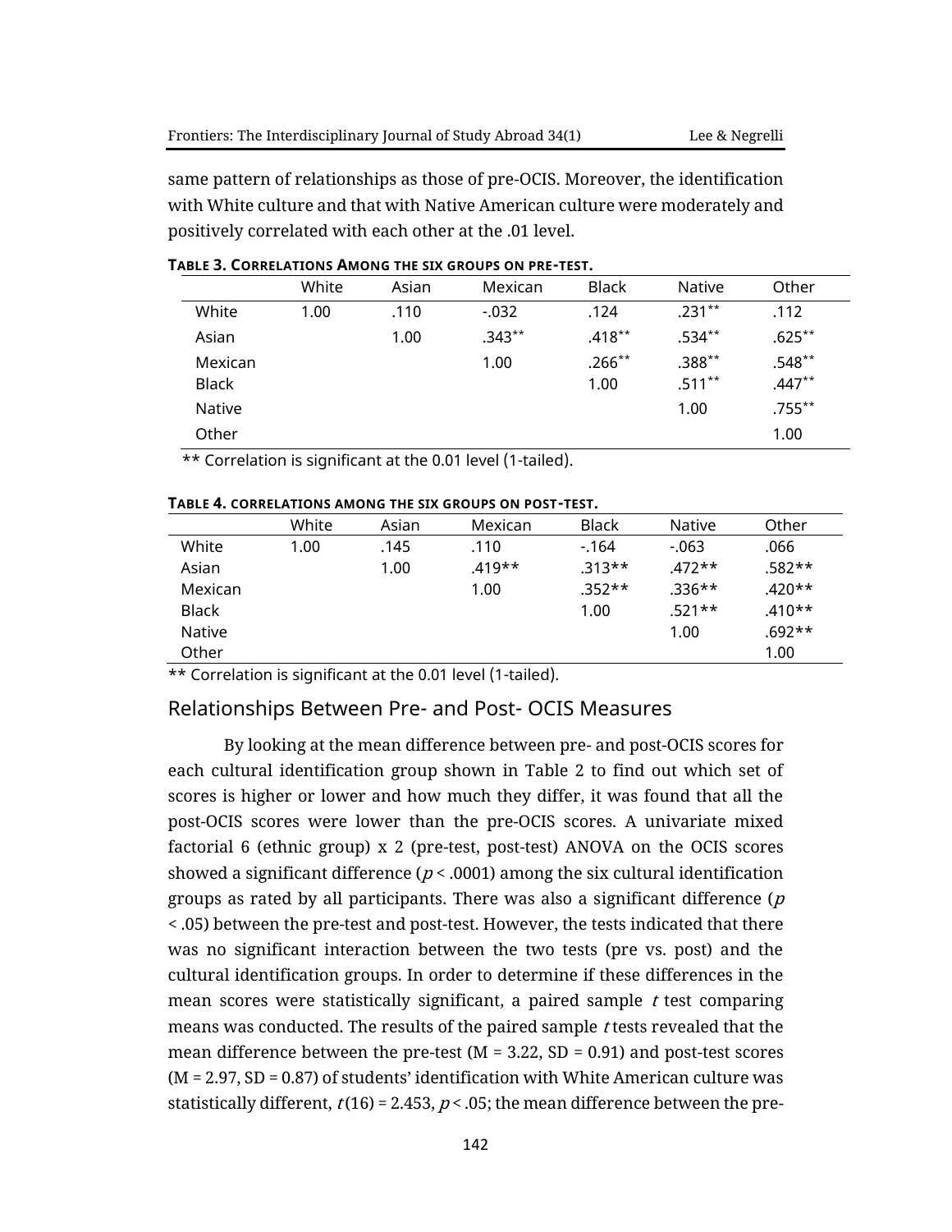same pattern of relationships as those of pre-OCIS. Moreover, the identification with White culture and that with Native American culture were moderately and positively correlated with each other at the .01 level.

**TABLE 3. CORRELATIONS AMONG THE SIX GROUPS ON PRE-TEST.**

| | White | Asian | Mexican | Black | Native | Other |
|---|---|---|---|---|---|---|
| White | 1.00 | .110 | -.032 | .124 | .231** | .112 |
| Asian | | 1.00 | .343** | .418** | .534** | .625** |
| Mexican | | | 1.00 | .266** | .388** | .548** |
| Black | | | | 1.00 | .511** | .447** |
| Native | | | | | 1.00 | .755** |
| Other | | | | | | 1.00 |

** Correlation is significant at the 0.01 level (1-tailed).

**TABLE 4. CORRELATIONS AMONG THE SIX GROUPS ON POST-TEST.**

| | White | Asian | Mexican | Black | Native | Other |
|---|---|---|---|---|---|---|
| White | 1.00 | .145 | .110 | -.164 | -.063 | .066 |
| Asian | | 1.00 | .419** | .313** | .472** | .582** |
| Mexican | | | 1.00 | .352** | .336** | .420** |
| Black | | | | 1.00 | .521** | .410** |
| Native | | | | | 1.00 | .692** |
| Other | | | | | | 1.00 |

** Correlation is significant at the 0.01 level (1-tailed).

## Relationships Between Pre- and Post- OCIS Measures

By looking at the mean difference between pre- and post-OCIS scores for each cultural identification group shown in Table 2 to find out which set of scores is higher or lower and how much they differ, it was found that all the post-OCIS scores were lower than the pre-OCIS scores. A univariate mixed factorial 6 (ethnic group) x 2 (pre-test, post-test) ANOVA on the OCIS scores showed a significant difference ($p < .0001$) among the six cultural identification groups as rated by all participants. There was also a significant difference ($p < .05$) between the pre-test and post-test. However, the tests indicated that there was no significant interaction between the two tests (pre vs. post) and the cultural identification groups. In order to determine if these differences in the mean scores were statistically significant, a paired sample *t* test comparing means was conducted. The results of the paired sample *t* tests revealed that the mean difference between the pre-test (M = 3.22, SD = 0.91) and post-test scores (M = 2.97, SD = 0.87) of students' identification with White American culture was statistically different, $t(16) = 2.453$, $p < .05$; the mean difference between the pre-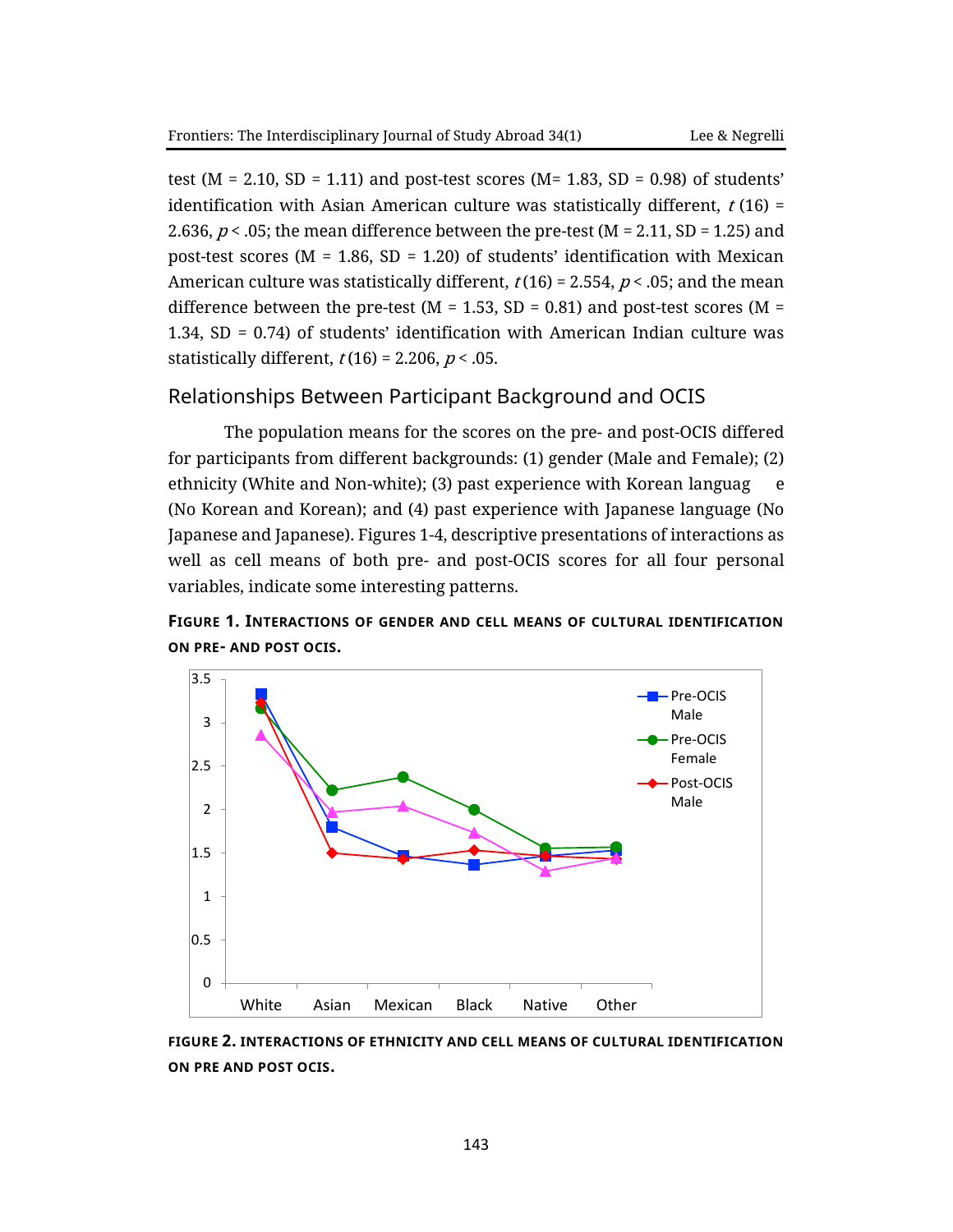test (M = 2.10, SD = 1.11) and post-test scores (M= 1.83, SD = 0.98) of students' identification with Asian American culture was statistically different, $t$ (16) = 2.636, $p < .05$; the mean difference between the pre-test (M = 2.11, SD = 1.25) and post-test scores (M = 1.86, SD = 1.20) of students' identification with Mexican American culture was statistically different, $t$(16) = 2.554, $p < .05$; and the mean difference between the pre-test (M = 1.53, SD = 0.81) and post-test scores (M = 1.34, SD = 0.74) of students' identification with American Indian culture was statistically different, $t$(16) = 2.206, $p < .05$.

## Relationships Between Participant Background and OCIS

The population means for the scores on the pre- and post-OCIS differed for participants from different backgrounds: (1) gender (Male and Female); (2) ethnicity (White and Non-white); (3) past experience with Korean language (No Korean and Korean); and (4) past experience with Japanese language (No Japanese and Japanese). Figures 1-4, descriptive presentations of interactions as well as cell means of both pre- and post-OCIS scores for all four personal variables, indicate some interesting patterns.

**FIGURE 1. INTERACTIONS OF GENDER AND CELL MEANS OF CULTURAL IDENTIFICATION ON PRE- AND POST OCIS.**

**FIGURE 2. INTERACTIONS OF ETHNICITY AND CELL MEANS OF CULTURAL IDENTIFICATION ON PRE AND POST OCIS.**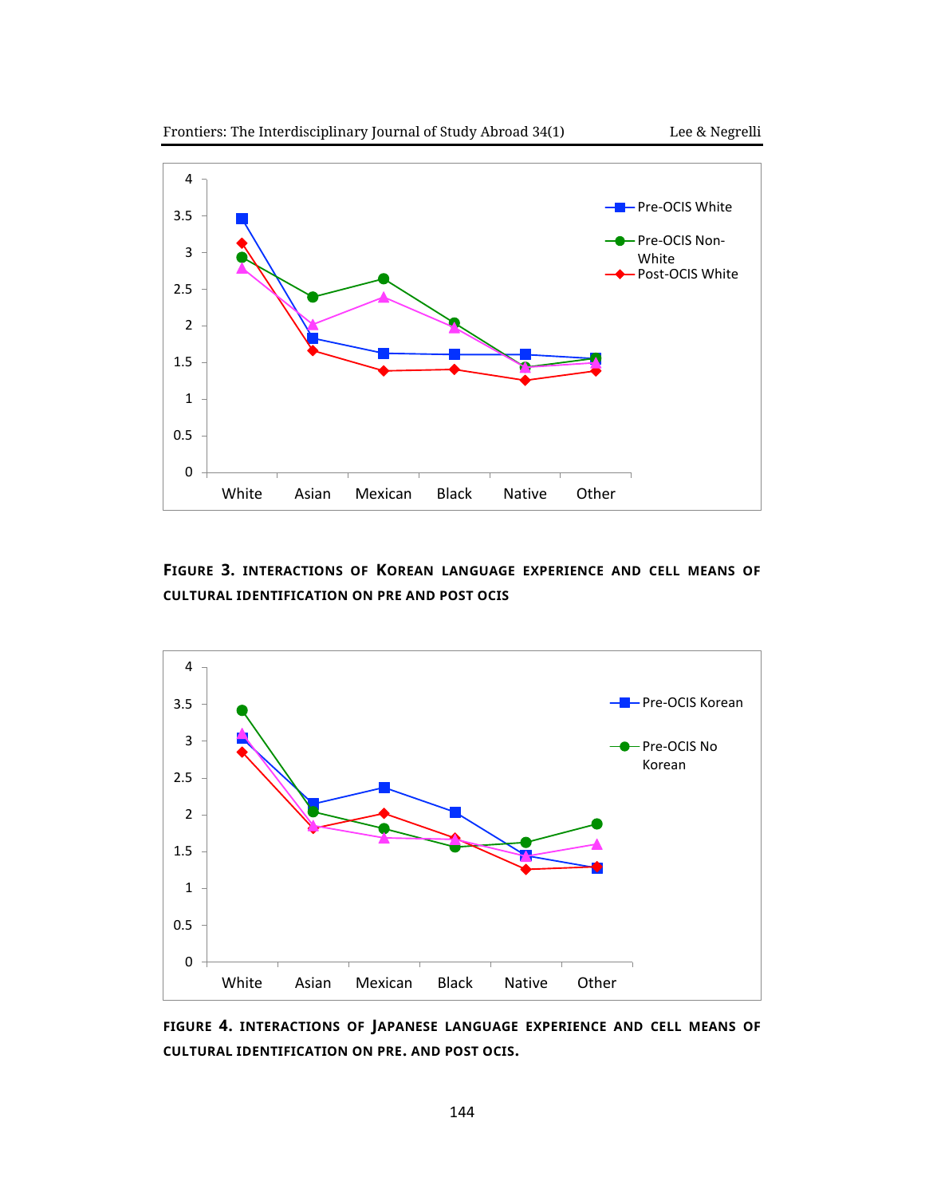**FIGURE 3. INTERACTIONS OF KOREAN LANGUAGE EXPERIENCE AND CELL MEANS OF CULTURAL IDENTIFICATION ON PRE AND POST OCIS**

**FIGURE 4. INTERACTIONS OF JAPANESE LANGUAGE EXPERIENCE AND CELL MEANS OF CULTURAL IDENTIFICATION ON PRE. AND POST OCIS.**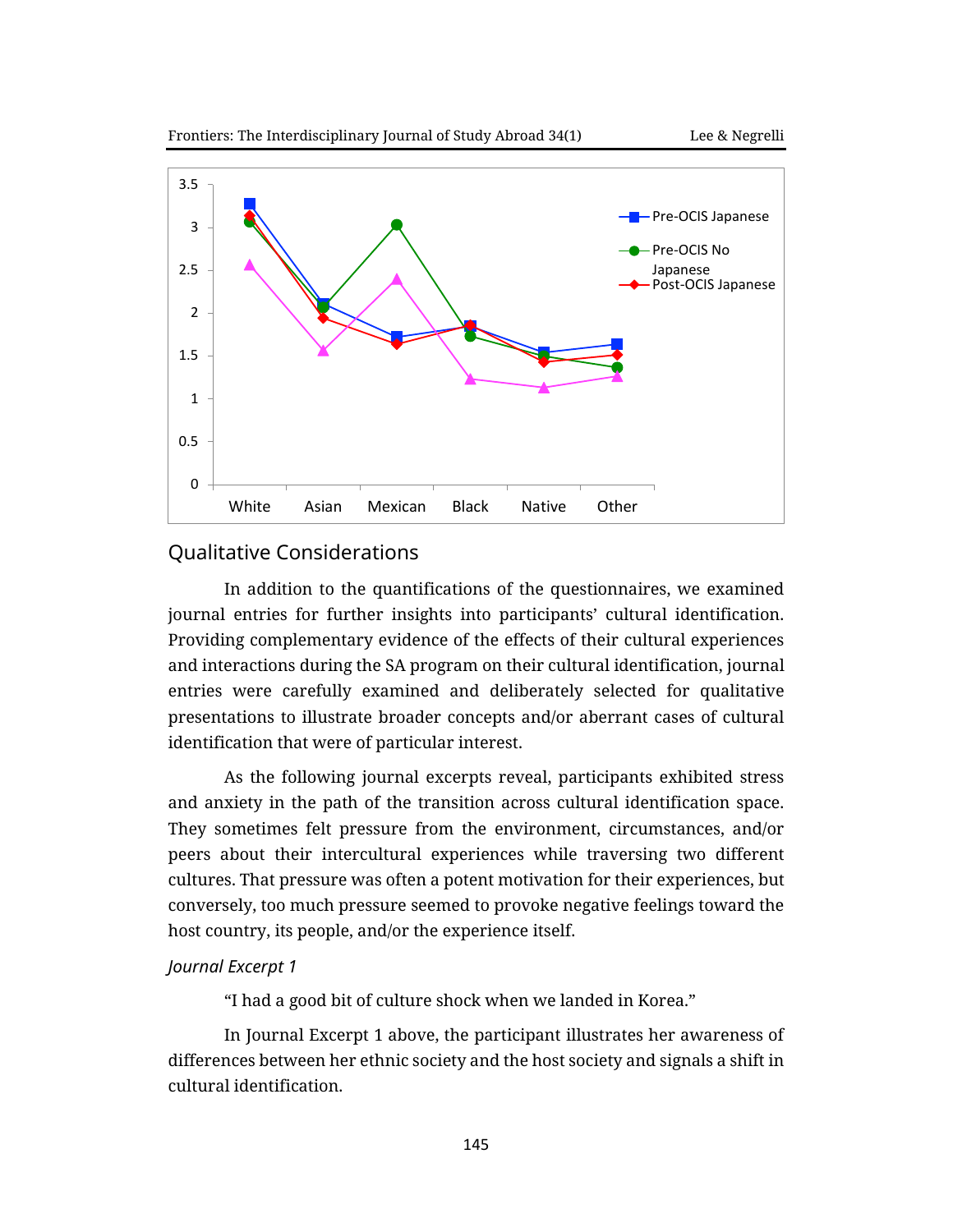## Qualitative Considerations

In addition to the quantifications of the questionnaires, we examined journal entries for further insights into participants' cultural identification. Providing complementary evidence of the effects of their cultural experiences and interactions during the SA program on their cultural identification, journal entries were carefully examined and deliberately selected for qualitative presentations to illustrate broader concepts and/or aberrant cases of cultural identification that were of particular interest.

As the following journal excerpts reveal, participants exhibited stress and anxiety in the path of the transition across cultural identification space. They sometimes felt pressure from the environment, circumstances, and/or peers about their intercultural experiences while traversing two different cultures. That pressure was often a potent motivation for their experiences, but conversely, too much pressure seemed to provoke negative feelings toward the host country, its people, and/or the experience itself.

*Journal Excerpt 1*

"I had a good bit of culture shock when we landed in Korea."

In Journal Excerpt 1 above, the participant illustrates her awareness of differences between her ethnic society and the host society and signals a shift in cultural identification.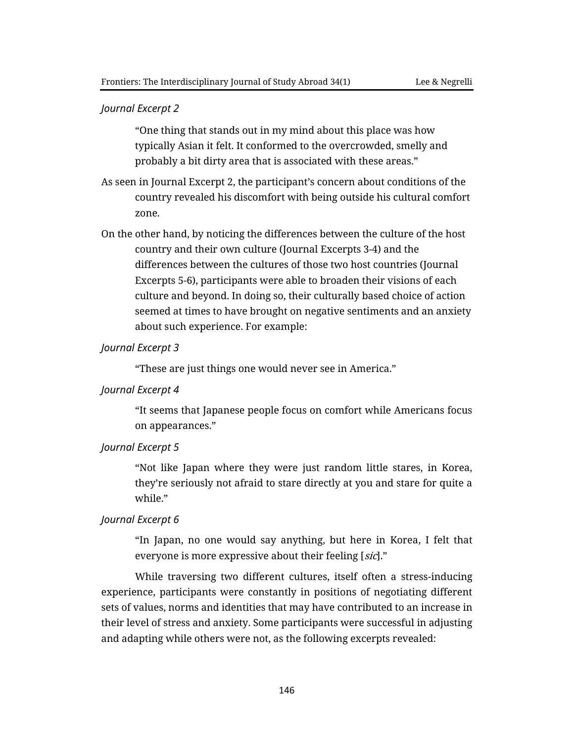*Journal Excerpt 2*

> "One thing that stands out in my mind about this place was how typically Asian it felt. It conformed to the overcrowded, smelly and probably a bit dirty area that is associated with these areas."

As seen in Journal Excerpt 2, the participant's concern about conditions of the country revealed his discomfort with being outside his cultural comfort zone.

On the other hand, by noticing the differences between the culture of the host country and their own culture (Journal Excerpts 3-4) and the differences between the cultures of those two host countries (Journal Excerpts 5-6), participants were able to broaden their visions of each culture and beyond. In doing so, their culturally based choice of action seemed at times to have brought on negative sentiments and an anxiety about such experience. For example:

*Journal Excerpt 3*

> "These are just things one would never see in America."

*Journal Excerpt 4*

> "It seems that Japanese people focus on comfort while Americans focus on appearances."

*Journal Excerpt 5*

> "Not like Japan where they were just random little stares, in Korea, they're seriously not afraid to stare directly at you and stare for quite a while."

*Journal Excerpt 6*

> "In Japan, no one would say anything, but here in Korea, I felt that everyone is more expressive about their feeling [*sic*]."

While traversing two different cultures, itself often a stress-inducing experience, participants were constantly in positions of negotiating different sets of values, norms and identities that may have contributed to an increase in their level of stress and anxiety. Some participants were successful in adjusting and adapting while others were not, as the following excerpts revealed: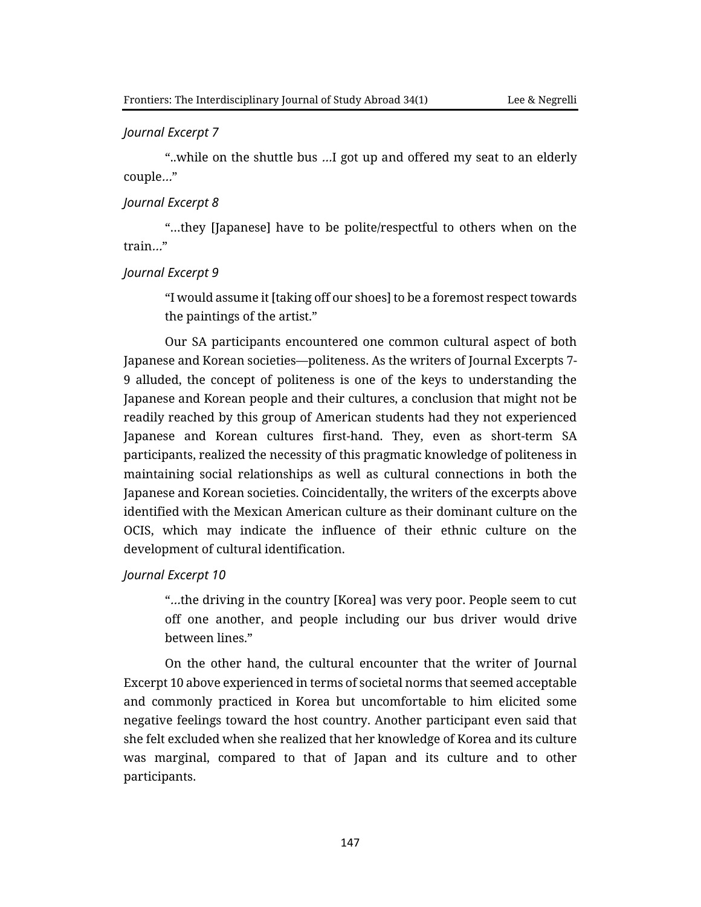*Journal Excerpt 7*

"..while on the shuttle bus *…*I got up and offered my seat to an elderly couple*…*"

*Journal Excerpt 8*

"…they [Japanese] have to be polite/respectful to others when on the train*…*"

*Journal Excerpt 9*

> "I would assume it [taking off our shoes] to be a foremost respect towards the paintings of the artist."

Our SA participants encountered one common cultural aspect of both Japanese and Korean societies—politeness. As the writers of Journal Excerpts 7-9 alluded, the concept of politeness is one of the keys to understanding the Japanese and Korean people and their cultures, a conclusion that might not be readily reached by this group of American students had they not experienced Japanese and Korean cultures first-hand. They, even as short-term SA participants, realized the necessity of this pragmatic knowledge of politeness in maintaining social relationships as well as cultural connections in both the Japanese and Korean societies. Coincidentally, the writers of the excerpts above identified with the Mexican American culture as their dominant culture on the OCIS, which may indicate the influence of their ethnic culture on the development of cultural identification.

*Journal Excerpt 10*

> "*…*the driving in the country [Korea] was very poor. People seem to cut off one another, and people including our bus driver would drive between lines."

On the other hand, the cultural encounter that the writer of Journal Excerpt 10 above experienced in terms of societal norms that seemed acceptable and commonly practiced in Korea but uncomfortable to him elicited some negative feelings toward the host country. Another participant even said that she felt excluded when she realized that her knowledge of Korea and its culture was marginal, compared to that of Japan and its culture and to other participants.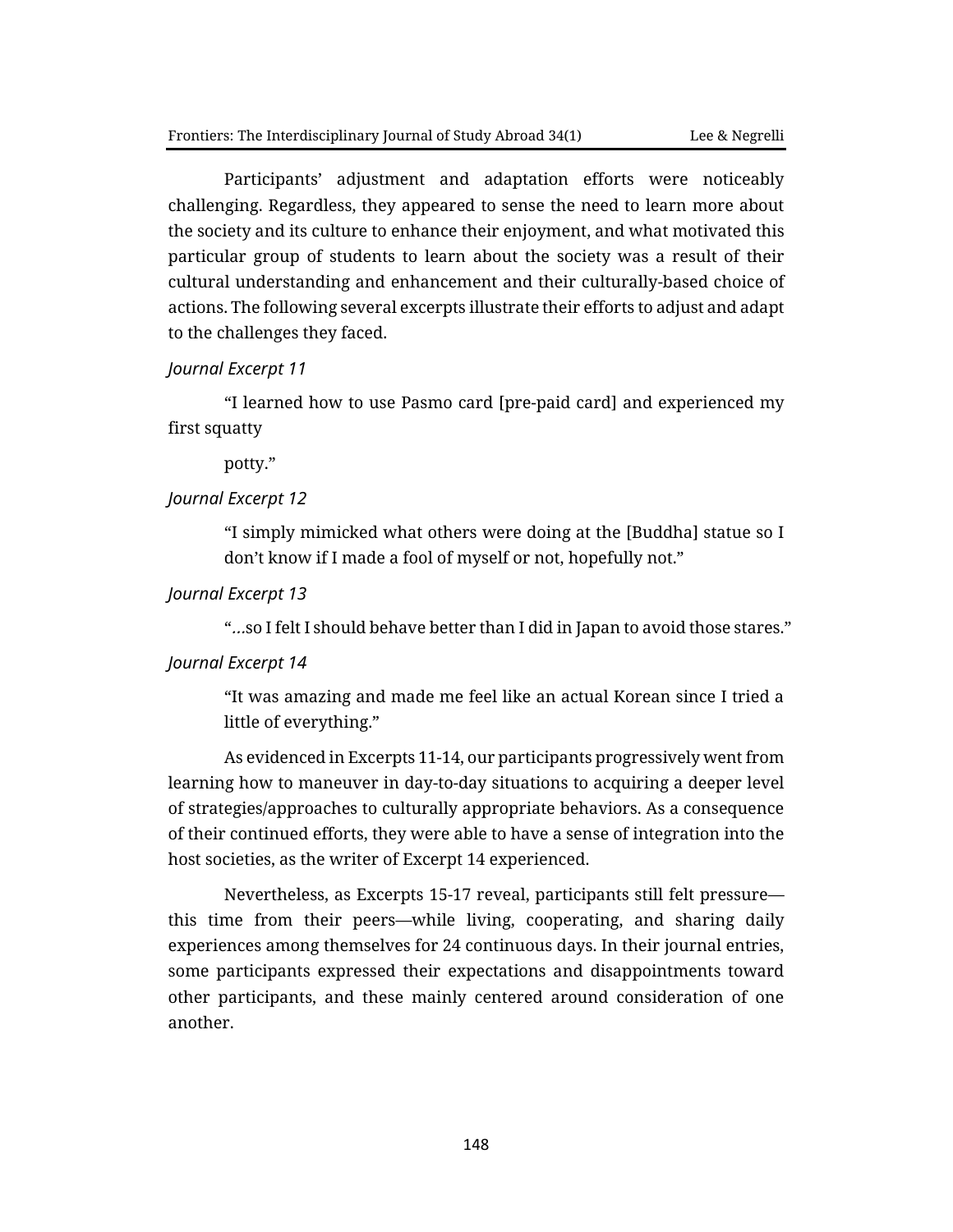Participants' adjustment and adaptation efforts were noticeably challenging. Regardless, they appeared to sense the need to learn more about the society and its culture to enhance their enjoyment, and what motivated this particular group of students to learn about the society was a result of their cultural understanding and enhancement and their culturally-based choice of actions. The following several excerpts illustrate their efforts to adjust and adapt to the challenges they faced.

*Journal Excerpt 11*

> "I learned how to use Pasmo card [pre-paid card] and experienced my first squatty potty."

*Journal Excerpt 12*

> "I simply mimicked what others were doing at the [Buddha] statue so I don't know if I made a fool of myself or not, hopefully not."

*Journal Excerpt 13*

> "…so I felt I should behave better than I did in Japan to avoid those stares."

*Journal Excerpt 14*

> "It was amazing and made me feel like an actual Korean since I tried a little of everything."

As evidenced in Excerpts 11-14, our participants progressively went from learning how to maneuver in day-to-day situations to acquiring a deeper level of strategies/approaches to culturally appropriate behaviors. As a consequence of their continued efforts, they were able to have a sense of integration into the host societies, as the writer of Excerpt 14 experienced.

Nevertheless, as Excerpts 15-17 reveal, participants still felt pressure—this time from their peers—while living, cooperating, and sharing daily experiences among themselves for 24 continuous days. In their journal entries, some participants expressed their expectations and disappointments toward other participants, and these mainly centered around consideration of one another.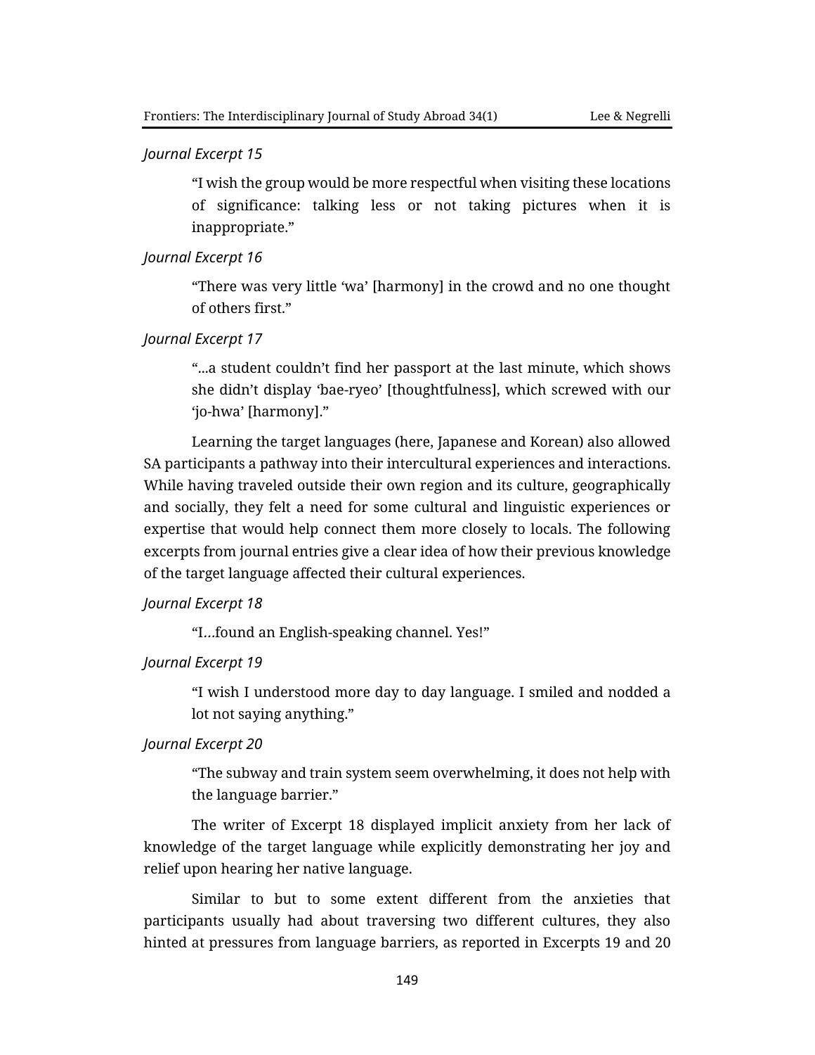*Journal Excerpt 15*

> "I wish the group would be more respectful when visiting these locations of significance: talking less or not taking pictures when it is inappropriate."

*Journal Excerpt 16*

> "There was very little 'wa' [harmony] in the crowd and no one thought of others first."

*Journal Excerpt 17*

> "...a student couldn't find her passport at the last minute, which shows she didn't display 'bae-ryeo' [thoughtfulness], which screwed with our 'jo-hwa' [harmony]."

Learning the target languages (here, Japanese and Korean) also allowed SA participants a pathway into their intercultural experiences and interactions. While having traveled outside their own region and its culture, geographically and socially, they felt a need for some cultural and linguistic experiences or expertise that would help connect them more closely to locals. The following excerpts from journal entries give a clear idea of how their previous knowledge of the target language affected their cultural experiences.

*Journal Excerpt 18*

> "I…found an English-speaking channel. Yes!"

*Journal Excerpt 19*

> "I wish I understood more day to day language. I smiled and nodded a lot not saying anything."

*Journal Excerpt 20*

> "The subway and train system seem overwhelming, it does not help with the language barrier."

The writer of Excerpt 18 displayed implicit anxiety from her lack of knowledge of the target language while explicitly demonstrating her joy and relief upon hearing her native language.

Similar to but to some extent different from the anxieties that participants usually had about traversing two different cultures, they also hinted at pressures from language barriers, as reported in Excerpts 19 and 20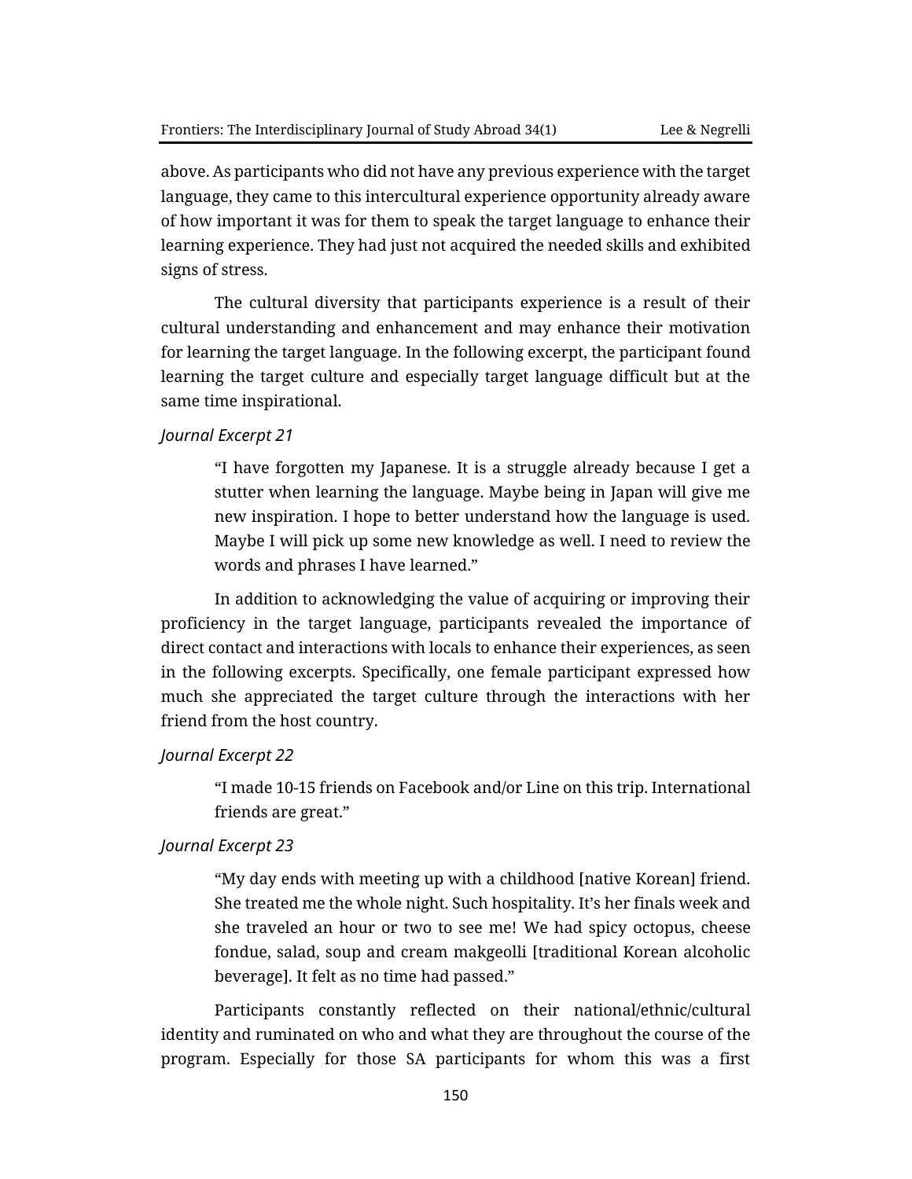above. As participants who did not have any previous experience with the target language, they came to this intercultural experience opportunity already aware of how important it was for them to speak the target language to enhance their learning experience. They had just not acquired the needed skills and exhibited signs of stress.

The cultural diversity that participants experience is a result of their cultural understanding and enhancement and may enhance their motivation for learning the target language. In the following excerpt, the participant found learning the target culture and especially target language difficult but at the same time inspirational.

*Journal Excerpt 21*

> "I have forgotten my Japanese. It is a struggle already because I get a stutter when learning the language. Maybe being in Japan will give me new inspiration. I hope to better understand how the language is used. Maybe I will pick up some new knowledge as well. I need to review the words and phrases I have learned."

In addition to acknowledging the value of acquiring or improving their proficiency in the target language, participants revealed the importance of direct contact and interactions with locals to enhance their experiences, as seen in the following excerpts. Specifically, one female participant expressed how much she appreciated the target culture through the interactions with her friend from the host country.

*Journal Excerpt 22*

> "I made 10-15 friends on Facebook and/or Line on this trip. International friends are great."

*Journal Excerpt 23*

> "My day ends with meeting up with a childhood [native Korean] friend. She treated me the whole night. Such hospitality. It's her finals week and she traveled an hour or two to see me! We had spicy octopus, cheese fondue, salad, soup and cream makgeolli [traditional Korean alcoholic beverage]. It felt as no time had passed."

Participants constantly reflected on their national/ethnic/cultural identity and ruminated on who and what they are throughout the course of the program. Especially for those SA participants for whom this was a first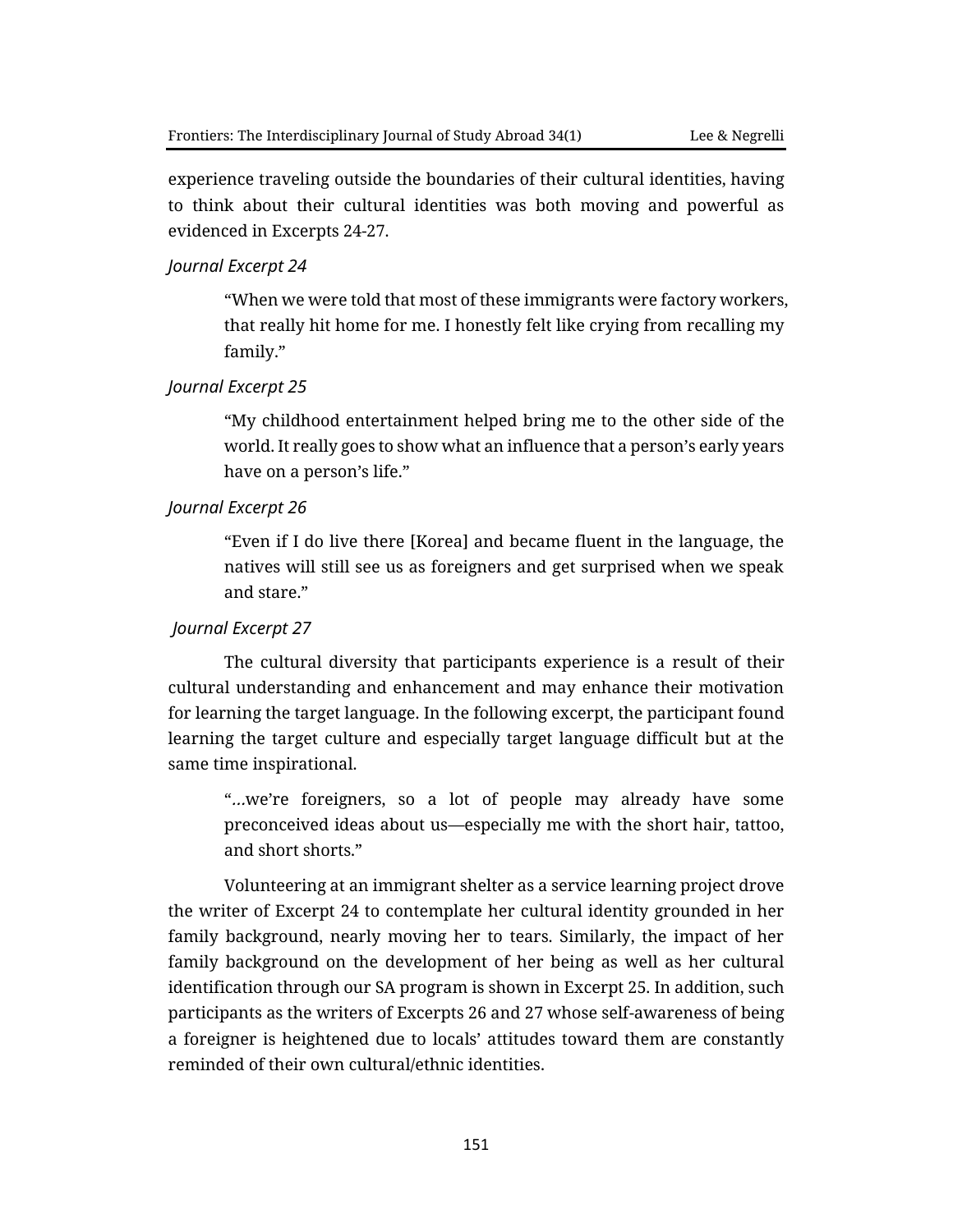experience traveling outside the boundaries of their cultural identities, having to think about their cultural identities was both moving and powerful as evidenced in Excerpts 24-27.

*Journal Excerpt 24*

> "When we were told that most of these immigrants were factory workers, that really hit home for me. I honestly felt like crying from recalling my family."

*Journal Excerpt 25*

> "My childhood entertainment helped bring me to the other side of the world. It really goes to show what an influence that a person's early years have on a person's life."

*Journal Excerpt 26*

> "Even if I do live there [Korea] and became fluent in the language, the natives will still see us as foreigners and get surprised when we speak and stare."

*Journal Excerpt 27*

The cultural diversity that participants experience is a result of their cultural understanding and enhancement and may enhance their motivation for learning the target language. In the following excerpt, the participant found learning the target culture and especially target language difficult but at the same time inspirational.

> "*…*we're foreigners, so a lot of people may already have some preconceived ideas about us—especially me with the short hair, tattoo, and short shorts."

Volunteering at an immigrant shelter as a service learning project drove the writer of Excerpt 24 to contemplate her cultural identity grounded in her family background, nearly moving her to tears. Similarly, the impact of her family background on the development of her being as well as her cultural identification through our SA program is shown in Excerpt 25. In addition, such participants as the writers of Excerpts 26 and 27 whose self-awareness of being a foreigner is heightened due to locals' attitudes toward them are constantly reminded of their own cultural/ethnic identities.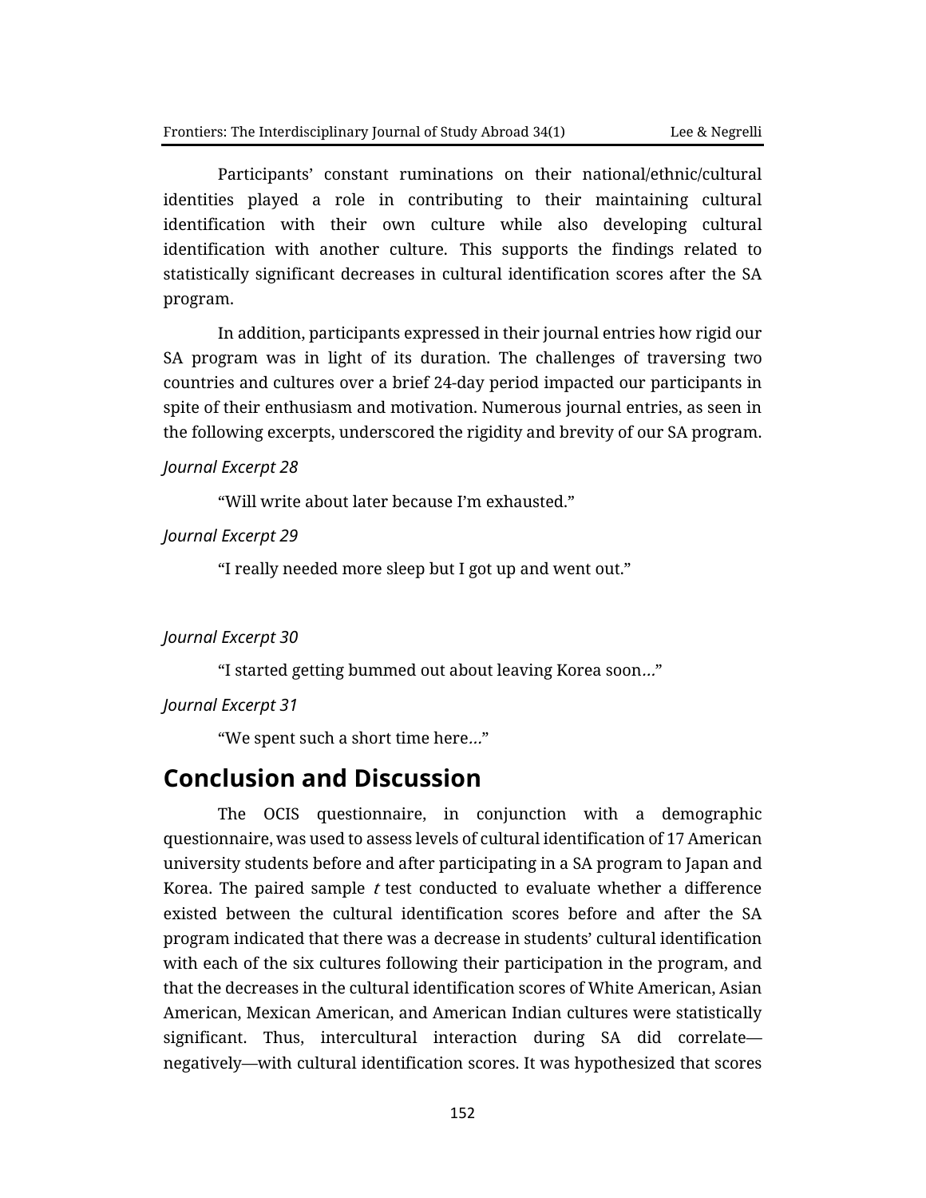Participants' constant ruminations on their national/ethnic/cultural identities played a role in contributing to their maintaining cultural identification with their own culture while also developing cultural identification with another culture. This supports the findings related to statistically significant decreases in cultural identification scores after the SA program.

In addition, participants expressed in their journal entries how rigid our SA program was in light of its duration. The challenges of traversing two countries and cultures over a brief 24-day period impacted our participants in spite of their enthusiasm and motivation. Numerous journal entries, as seen in the following excerpts, underscored the rigidity and brevity of our SA program.

*Journal Excerpt 28*

"Will write about later because I'm exhausted."

*Journal Excerpt 29*

"I really needed more sleep but I got up and went out."

*Journal Excerpt 30*

"I started getting bummed out about leaving Korea soon…"

*Journal Excerpt 31*

"We spent such a short time here…"

## Conclusion and Discussion

The OCIS questionnaire, in conjunction with a demographic questionnaire, was used to assess levels of cultural identification of 17 American university students before and after participating in a SA program to Japan and Korea. The paired sample *t* test conducted to evaluate whether a difference existed between the cultural identification scores before and after the SA program indicated that there was a decrease in students' cultural identification with each of the six cultures following their participation in the program, and that the decreases in the cultural identification scores of White American, Asian American, Mexican American, and American Indian cultures were statistically significant. Thus, intercultural interaction during SA did correlate—negatively—with cultural identification scores. It was hypothesized that scores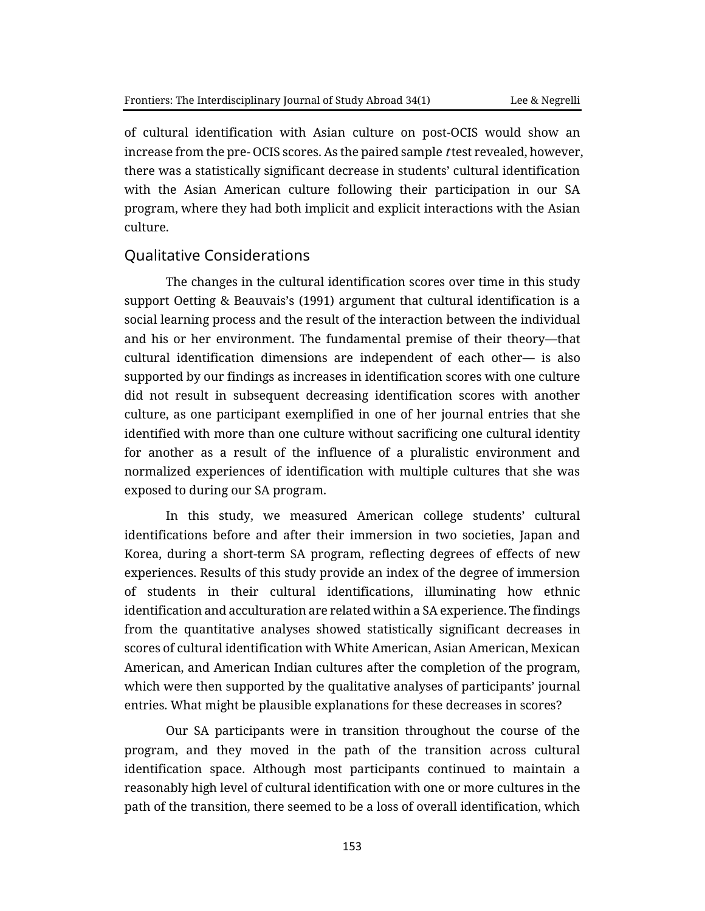of cultural identification with Asian culture on post-OCIS would show an increase from the pre- OCIS scores. As the paired sample *t* test revealed, however, there was a statistically significant decrease in students' cultural identification with the Asian American culture following their participation in our SA program, where they had both implicit and explicit interactions with the Asian culture.

## Qualitative Considerations

The changes in the cultural identification scores over time in this study support Oetting & Beauvais's (1991) argument that cultural identification is a social learning process and the result of the interaction between the individual and his or her environment. The fundamental premise of their theory—that cultural identification dimensions are independent of each other— is also supported by our findings as increases in identification scores with one culture did not result in subsequent decreasing identification scores with another culture, as one participant exemplified in one of her journal entries that she identified with more than one culture without sacrificing one cultural identity for another as a result of the influence of a pluralistic environment and normalized experiences of identification with multiple cultures that she was exposed to during our SA program.

In this study, we measured American college students' cultural identifications before and after their immersion in two societies, Japan and Korea, during a short-term SA program, reflecting degrees of effects of new experiences. Results of this study provide an index of the degree of immersion of students in their cultural identifications, illuminating how ethnic identification and acculturation are related within a SA experience. The findings from the quantitative analyses showed statistically significant decreases in scores of cultural identification with White American, Asian American, Mexican American, and American Indian cultures after the completion of the program, which were then supported by the qualitative analyses of participants' journal entries. What might be plausible explanations for these decreases in scores?

Our SA participants were in transition throughout the course of the program, and they moved in the path of the transition across cultural identification space. Although most participants continued to maintain a reasonably high level of cultural identification with one or more cultures in the path of the transition, there seemed to be a loss of overall identification, which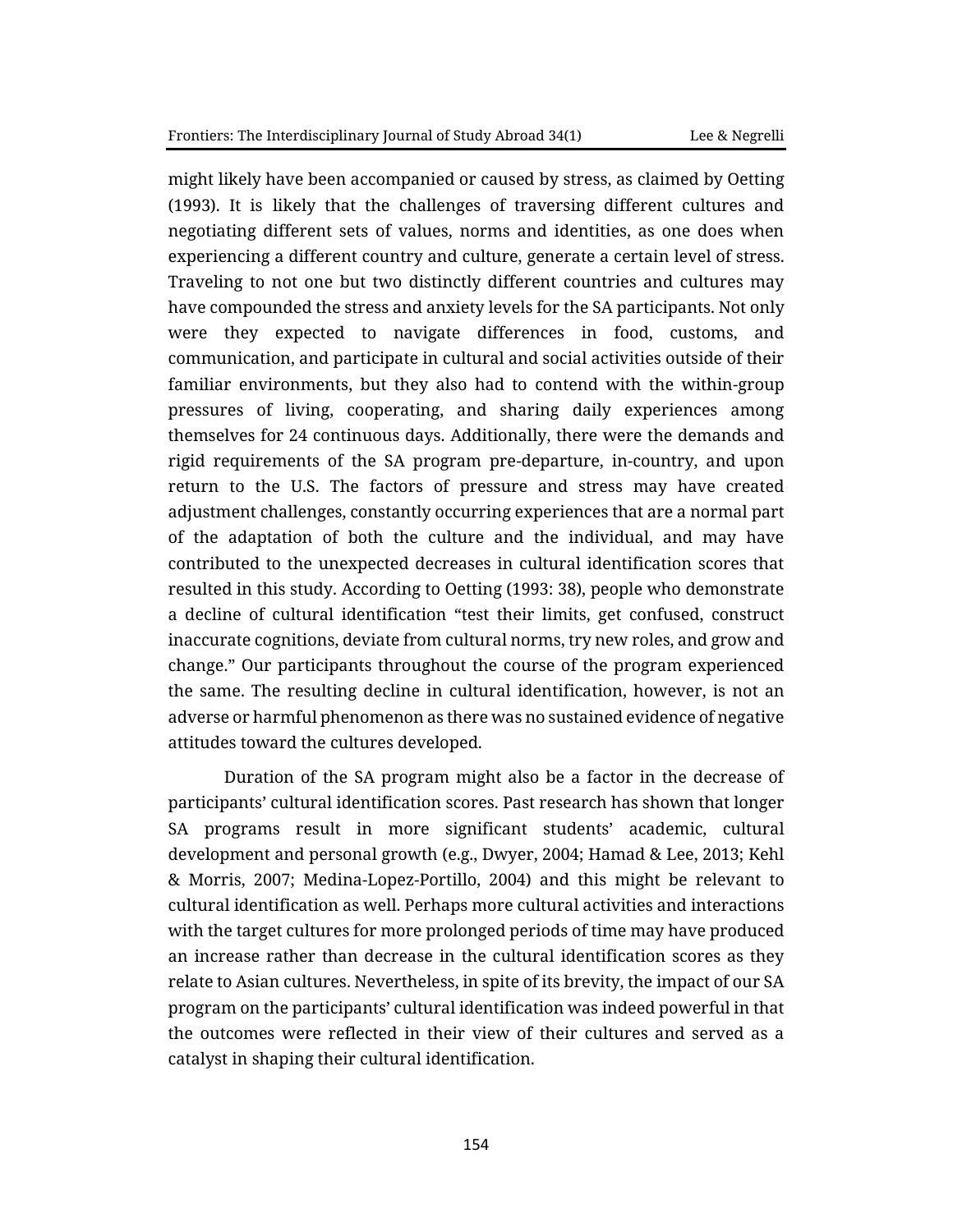might likely have been accompanied or caused by stress, as claimed by Oetting (1993). It is likely that the challenges of traversing different cultures and negotiating different sets of values, norms and identities, as one does when experiencing a different country and culture, generate a certain level of stress. Traveling to not one but two distinctly different countries and cultures may have compounded the stress and anxiety levels for the SA participants. Not only were they expected to navigate differences in food, customs, and communication, and participate in cultural and social activities outside of their familiar environments, but they also had to contend with the within-group pressures of living, cooperating, and sharing daily experiences among themselves for 24 continuous days. Additionally, there were the demands and rigid requirements of the SA program pre-departure, in-country, and upon return to the U.S. The factors of pressure and stress may have created adjustment challenges, constantly occurring experiences that are a normal part of the adaptation of both the culture and the individual, and may have contributed to the unexpected decreases in cultural identification scores that resulted in this study. According to Oetting (1993: 38), people who demonstrate a decline of cultural identification "test their limits, get confused, construct inaccurate cognitions, deviate from cultural norms, try new roles, and grow and change." Our participants throughout the course of the program experienced the same. The resulting decline in cultural identification, however, is not an adverse or harmful phenomenon as there was no sustained evidence of negative attitudes toward the cultures developed.

Duration of the SA program might also be a factor in the decrease of participants' cultural identification scores. Past research has shown that longer SA programs result in more significant students' academic, cultural development and personal growth (e.g., Dwyer, 2004; Hamad & Lee, 2013; Kehl & Morris, 2007; Medina-Lopez-Portillo, 2004) and this might be relevant to cultural identification as well. Perhaps more cultural activities and interactions with the target cultures for more prolonged periods of time may have produced an increase rather than decrease in the cultural identification scores as they relate to Asian cultures. Nevertheless, in spite of its brevity, the impact of our SA program on the participants' cultural identification was indeed powerful in that the outcomes were reflected in their view of their cultures and served as a catalyst in shaping their cultural identification.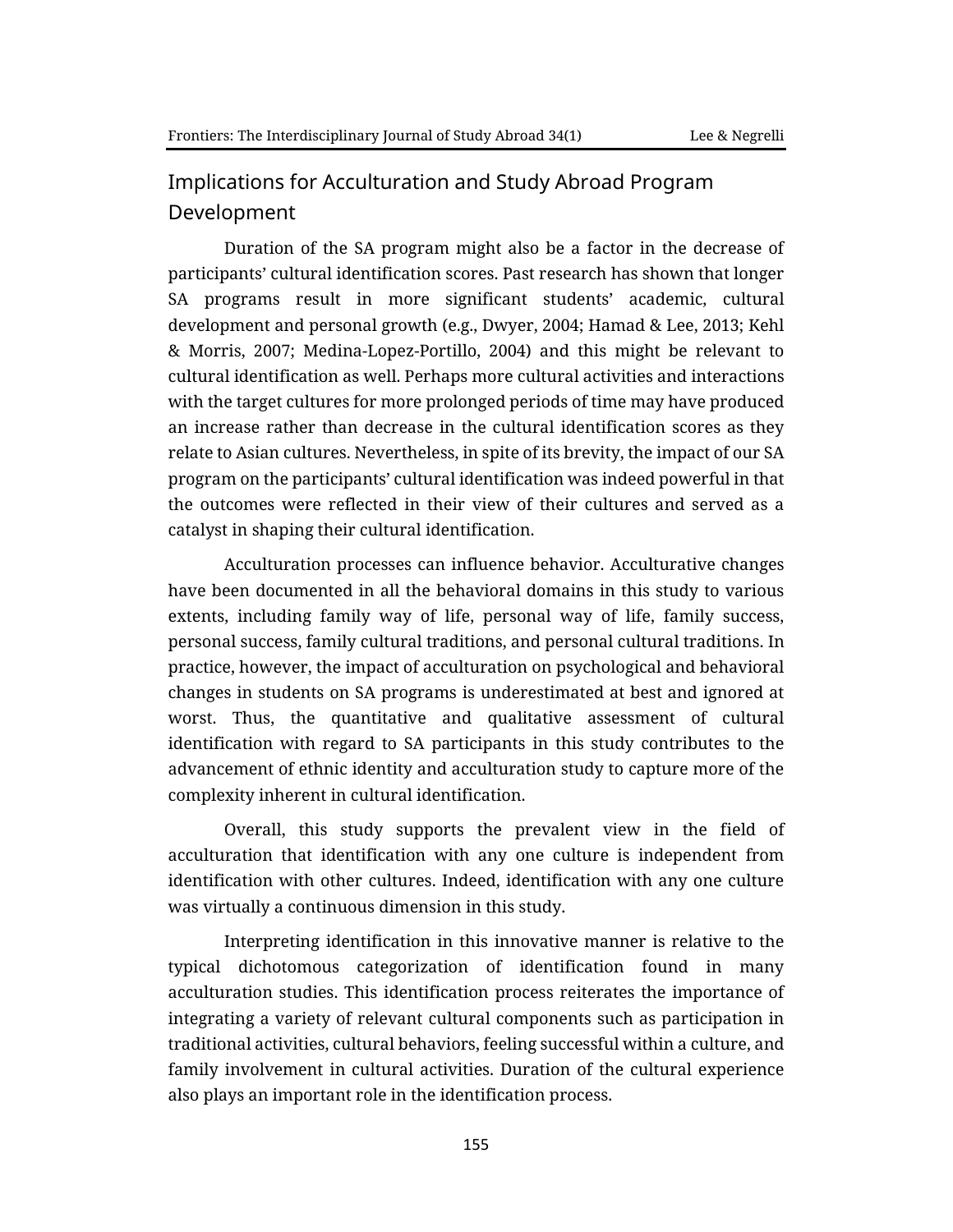## Implications for Acculturation and Study Abroad Program Development

Duration of the SA program might also be a factor in the decrease of participants' cultural identification scores. Past research has shown that longer SA programs result in more significant students' academic, cultural development and personal growth (e.g., Dwyer, 2004; Hamad & Lee, 2013; Kehl & Morris, 2007; Medina-Lopez-Portillo, 2004) and this might be relevant to cultural identification as well. Perhaps more cultural activities and interactions with the target cultures for more prolonged periods of time may have produced an increase rather than decrease in the cultural identification scores as they relate to Asian cultures. Nevertheless, in spite of its brevity, the impact of our SA program on the participants' cultural identification was indeed powerful in that the outcomes were reflected in their view of their cultures and served as a catalyst in shaping their cultural identification.

Acculturation processes can influence behavior. Acculturative changes have been documented in all the behavioral domains in this study to various extents, including family way of life, personal way of life, family success, personal success, family cultural traditions, and personal cultural traditions. In practice, however, the impact of acculturation on psychological and behavioral changes in students on SA programs is underestimated at best and ignored at worst. Thus, the quantitative and qualitative assessment of cultural identification with regard to SA participants in this study contributes to the advancement of ethnic identity and acculturation study to capture more of the complexity inherent in cultural identification.

Overall, this study supports the prevalent view in the field of acculturation that identification with any one culture is independent from identification with other cultures. Indeed, identification with any one culture was virtually a continuous dimension in this study.

Interpreting identification in this innovative manner is relative to the typical dichotomous categorization of identification found in many acculturation studies. This identification process reiterates the importance of integrating a variety of relevant cultural components such as participation in traditional activities, cultural behaviors, feeling successful within a culture, and family involvement in cultural activities. Duration of the cultural experience also plays an important role in the identification process.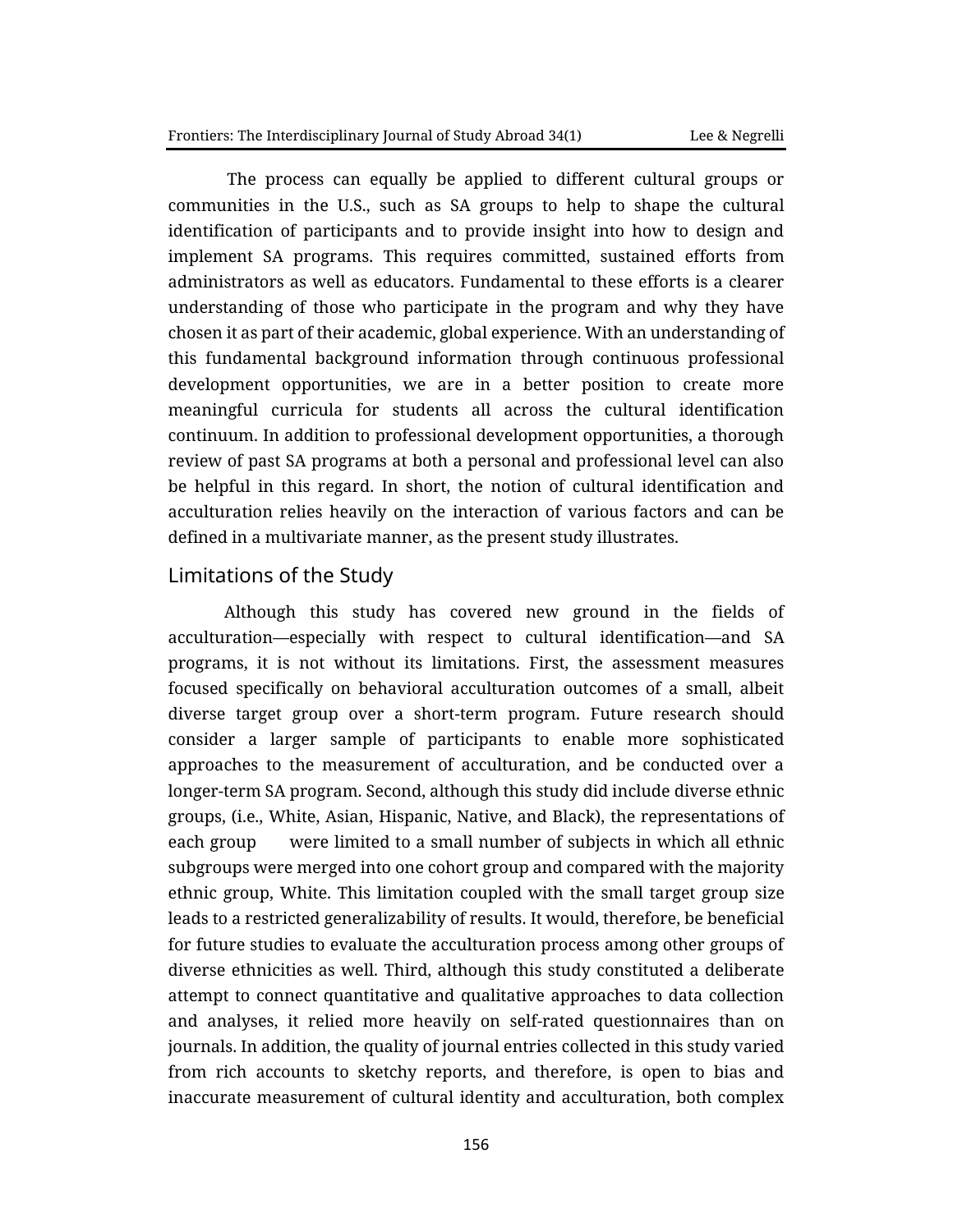The process can equally be applied to different cultural groups or communities in the U.S., such as SA groups to help to shape the cultural identification of participants and to provide insight into how to design and implement SA programs. This requires committed, sustained efforts from administrators as well as educators. Fundamental to these efforts is a clearer understanding of those who participate in the program and why they have chosen it as part of their academic, global experience. With an understanding of this fundamental background information through continuous professional development opportunities, we are in a better position to create more meaningful curricula for students all across the cultural identification continuum. In addition to professional development opportunities, a thorough review of past SA programs at both a personal and professional level can also be helpful in this regard. In short, the notion of cultural identification and acculturation relies heavily on the interaction of various factors and can be defined in a multivariate manner, as the present study illustrates.

## Limitations of the Study

Although this study has covered new ground in the fields of acculturation—especially with respect to cultural identification—and SA programs, it is not without its limitations. First, the assessment measures focused specifically on behavioral acculturation outcomes of a small, albeit diverse target group over a short-term program. Future research should consider a larger sample of participants to enable more sophisticated approaches to the measurement of acculturation, and be conducted over a longer-term SA program. Second, although this study did include diverse ethnic groups, (i.e., White, Asian, Hispanic, Native, and Black), the representations of each group were limited to a small number of subjects in which all ethnic subgroups were merged into one cohort group and compared with the majority ethnic group, White. This limitation coupled with the small target group size leads to a restricted generalizability of results. It would, therefore, be beneficial for future studies to evaluate the acculturation process among other groups of diverse ethnicities as well. Third, although this study constituted a deliberate attempt to connect quantitative and qualitative approaches to data collection and analyses, it relied more heavily on self-rated questionnaires than on journals. In addition, the quality of journal entries collected in this study varied from rich accounts to sketchy reports, and therefore, is open to bias and inaccurate measurement of cultural identity and acculturation, both complex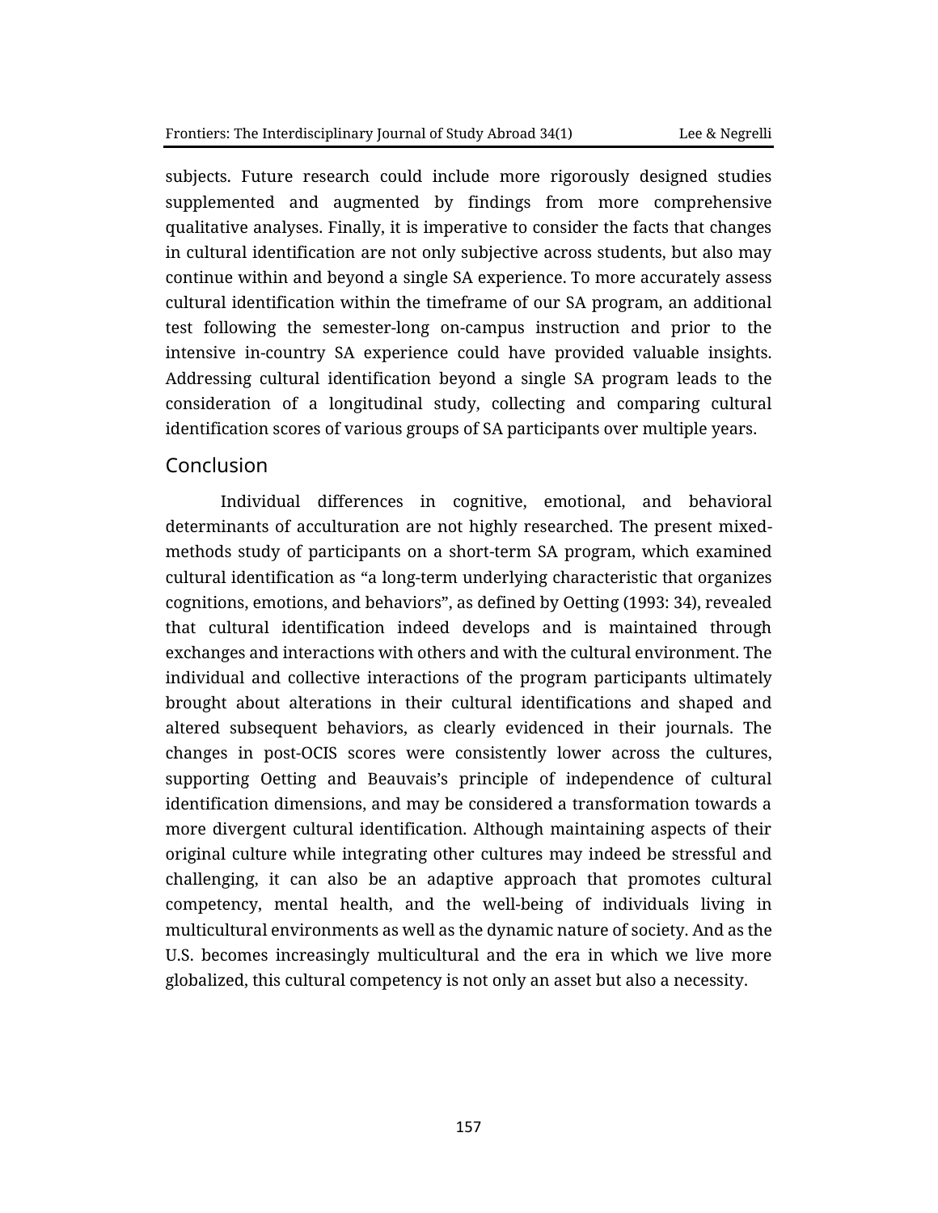subjects. Future research could include more rigorously designed studies supplemented and augmented by findings from more comprehensive qualitative analyses. Finally, it is imperative to consider the facts that changes in cultural identification are not only subjective across students, but also may continue within and beyond a single SA experience. To more accurately assess cultural identification within the timeframe of our SA program, an additional test following the semester-long on-campus instruction and prior to the intensive in-country SA experience could have provided valuable insights. Addressing cultural identification beyond a single SA program leads to the consideration of a longitudinal study, collecting and comparing cultural identification scores of various groups of SA participants over multiple years.

## Conclusion

Individual differences in cognitive, emotional, and behavioral determinants of acculturation are not highly researched. The present mixed-methods study of participants on a short-term SA program, which examined cultural identification as "a long-term underlying characteristic that organizes cognitions, emotions, and behaviors", as defined by Oetting (1993: 34), revealed that cultural identification indeed develops and is maintained through exchanges and interactions with others and with the cultural environment. The individual and collective interactions of the program participants ultimately brought about alterations in their cultural identifications and shaped and altered subsequent behaviors, as clearly evidenced in their journals. The changes in post-OCIS scores were consistently lower across the cultures, supporting Oetting and Beauvais's principle of independence of cultural identification dimensions, and may be considered a transformation towards a more divergent cultural identification. Although maintaining aspects of their original culture while integrating other cultures may indeed be stressful and challenging, it can also be an adaptive approach that promotes cultural competency, mental health, and the well-being of individuals living in multicultural environments as well as the dynamic nature of society. And as the U.S. becomes increasingly multicultural and the era in which we live more globalized, this cultural competency is not only an asset but also a necessity.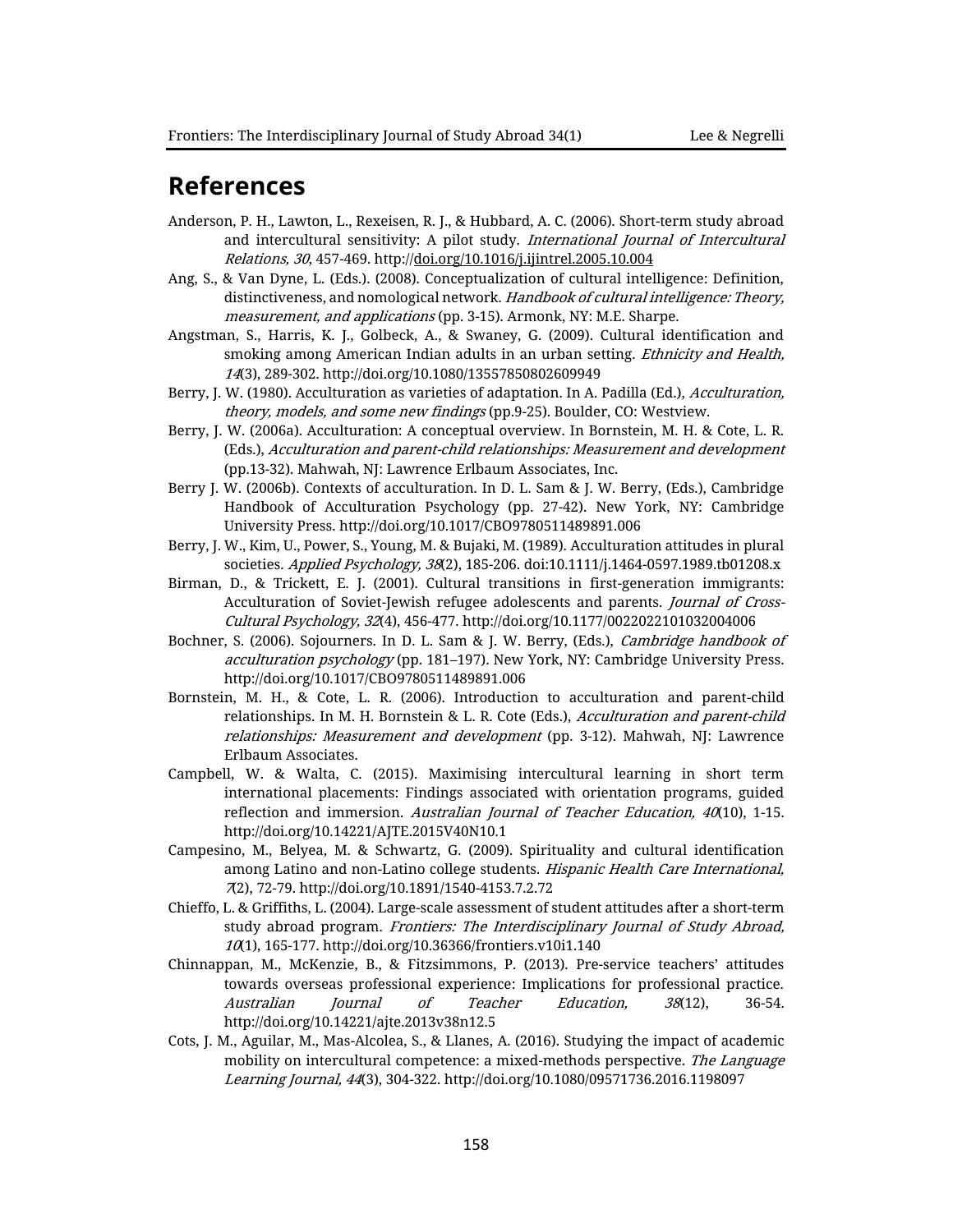## References

Anderson, P. H., Lawton, L., Rexeisen, R. J., & Hubbard, A. C. (2006). Short-term study abroad and intercultural sensitivity: A pilot study. *International Journal of Intercultural Relations, 30*, 457-469. http://doi.org/10.1016/j.ijintrel.2005.10.004

Ang, S., & Van Dyne, L. (Eds.). (2008). Conceptualization of cultural intelligence: Definition, distinctiveness, and nomological network. *Handbook of cultural intelligence: Theory, measurement, and applications* (pp. 3-15). Armonk, NY: M.E. Sharpe.

Angstman, S., Harris, K. J., Golbeck, A., & Swaney, G. (2009). Cultural identification and smoking among American Indian adults in an urban setting. *Ethnicity and Health, 14*(3), 289-302. http://doi.org/10.1080/13557850802609949

Berry, J. W. (1980). Acculturation as varieties of adaptation. In A. Padilla (Ed.), *Acculturation, theory, models, and some new findings* (pp.9-25). Boulder, CO: Westview.

Berry, J. W. (2006a). Acculturation: A conceptual overview. In Bornstein, M. H. & Cote, L. R. (Eds.), *Acculturation and parent-child relationships: Measurement and development* (pp.13-32). Mahwah, NJ: Lawrence Erlbaum Associates, Inc.

Berry J. W. (2006b). Contexts of acculturation. In D. L. Sam & J. W. Berry, (Eds.), Cambridge Handbook of Acculturation Psychology (pp. 27-42). New York, NY: Cambridge University Press. http://doi.org/10.1017/CBO9780511489891.006

Berry, J. W., Kim, U., Power, S., Young, M. & Bujaki, M. (1989). Acculturation attitudes in plural societies. *Applied Psychology, 38*(2), 185-206. doi:10.1111/j.1464-0597.1989.tb01208.x

Birman, D., & Trickett, E. J. (2001). Cultural transitions in first-generation immigrants: Acculturation of Soviet-Jewish refugee adolescents and parents. *Journal of Cross-Cultural Psychology, 32*(4), 456-477. http://doi.org/10.1177/0022022101032004006

Bochner, S. (2006). Sojourners. In D. L. Sam & J. W. Berry, (Eds.), *Cambridge handbook of acculturation psychology* (pp. 181–197). New York, NY: Cambridge University Press. http://doi.org/10.1017/CBO9780511489891.006

Bornstein, M. H., & Cote, L. R. (2006). Introduction to acculturation and parent-child relationships. In M. H. Bornstein & L. R. Cote (Eds.), *Acculturation and parent-child relationships: Measurement and development* (pp. 3-12). Mahwah, NJ: Lawrence Erlbaum Associates.

Campbell, W. & Walta, C. (2015). Maximising intercultural learning in short term international placements: Findings associated with orientation programs, guided reflection and immersion. *Australian Journal of Teacher Education, 40*(10), 1-15. http://doi.org/10.14221/AJTE.2015V40N10.1

Campesino, M., Belyea, M. & Schwartz, G. (2009). Spirituality and cultural identification among Latino and non-Latino college students. *Hispanic Health Care International, 7*(2), 72-79. http://doi.org/10.1891/1540-4153.7.2.72

Chieffo, L. & Griffiths, L. (2004). Large-scale assessment of student attitudes after a short-term study abroad program. *Frontiers: The Interdisciplinary Journal of Study Abroad, 10*(1), 165-177. http://doi.org/10.36366/frontiers.v10i1.140

Chinnappan, M., McKenzie, B., & Fitzsimmons, P. (2013). Pre-service teachers' attitudes towards overseas professional experience: Implications for professional practice. *Australian Journal of Teacher Education, 38*(12), 36-54. http://doi.org/10.14221/ajte.2013v38n12.5

Cots, J. M., Aguilar, M., Mas-Alcolea, S., & Llanes, A. (2016). Studying the impact of academic mobility on intercultural competence: a mixed-methods perspective. *The Language Learning Journal, 44*(3), 304-322. http://doi.org/10.1080/09571736.2016.1198097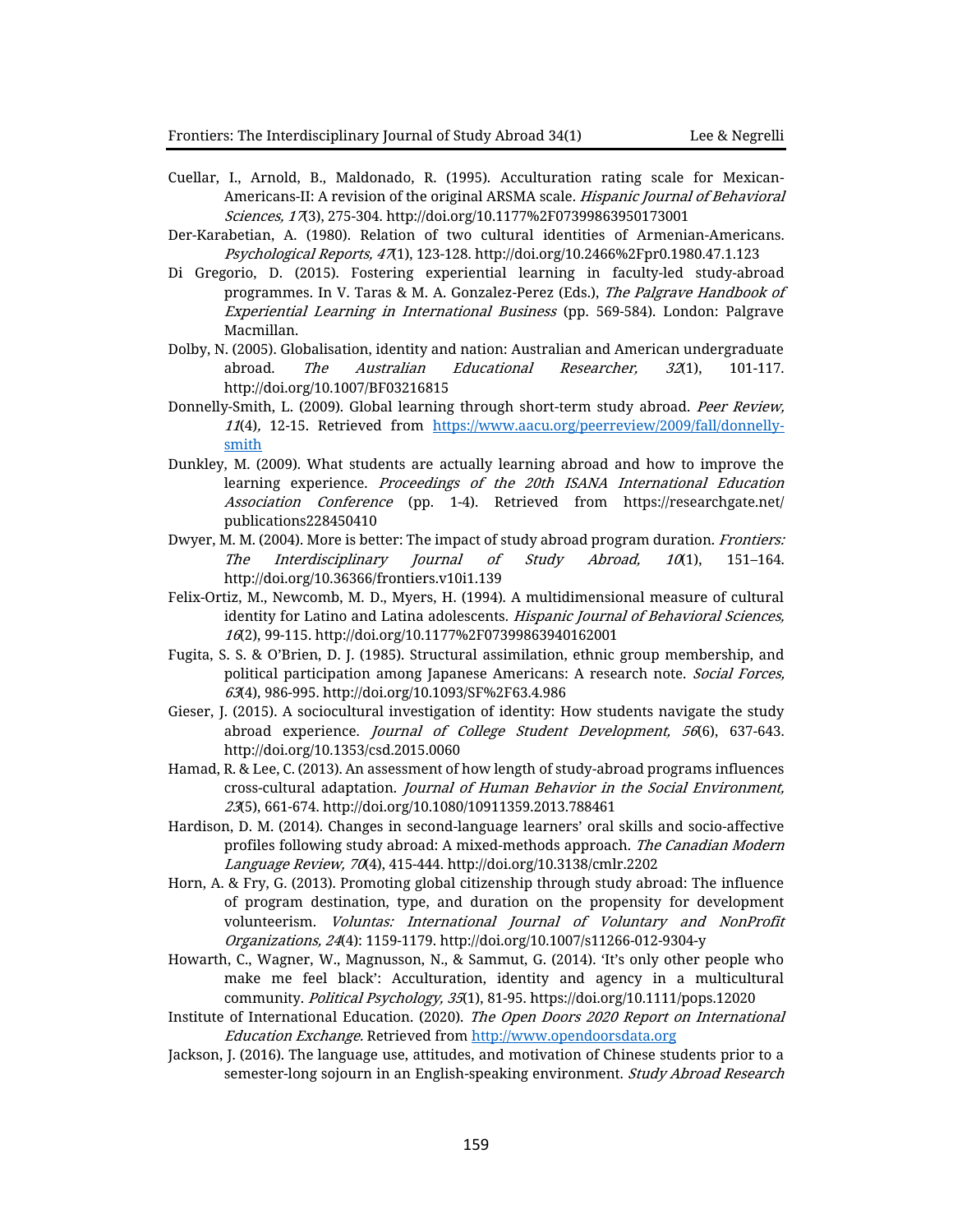Cuellar, I., Arnold, B., Maldonado, R. (1995). Acculturation rating scale for Mexican-Americans-II: A revision of the original ARSMA scale. *Hispanic Journal of Behavioral Sciences, 17*(3), 275-304. http://doi.org/10.1177%2F07399863950173001

Der-Karabetian, A. (1980). Relation of two cultural identities of Armenian-Americans. *Psychological Reports, 47*(1), 123-128. http://doi.org/10.2466%2Fpr0.1980.47.1.123

Di Gregorio, D. (2015). Fostering experiential learning in faculty-led study-abroad programmes. In V. Taras & M. A. Gonzalez-Perez (Eds.), *The Palgrave Handbook of Experiential Learning in International Business* (pp. 569-584). London: Palgrave Macmillan.

Dolby, N. (2005). Globalisation, identity and nation: Australian and American undergraduate abroad. *The Australian Educational Researcher, 32*(1), 101-117. http://doi.org/10.1007/BF03216815

Donnelly-Smith, L. (2009). Global learning through short-term study abroad. *Peer Review, 11*(4), 12-15. Retrieved from [https://www.aacu.org/peerreview/2009/fall/donnelly-smith](https://www.aacu.org/peerreview/2009/fall/donnelly-smith)

Dunkley, M. (2009). What students are actually learning abroad and how to improve the learning experience. *Proceedings of the 20th ISANA International Education Association Conference* (pp. 1-4). Retrieved from https://researchgate.net/publications228450410

Dwyer, M. M. (2004). More is better: The impact of study abroad program duration. *Frontiers: The Interdisciplinary Journal of Study Abroad, 10*(1), 151–164. http://doi.org/10.36366/frontiers.v10i1.139

Felix-Ortiz, M., Newcomb, M. D., Myers, H. (1994). A multidimensional measure of cultural identity for Latino and Latina adolescents. *Hispanic Journal of Behavioral Sciences, 16*(2), 99-115. http://doi.org/10.1177%2F07399863940162001

Fugita, S. S. & O'Brien, D. J. (1985). Structural assimilation, ethnic group membership, and political participation among Japanese Americans: A research note. *Social Forces, 63*(4), 986-995. http://doi.org/10.1093/SF%2F63.4.986

Gieser, J. (2015). A sociocultural investigation of identity: How students navigate the study abroad experience. *Journal of College Student Development, 56*(6), 637-643. http://doi.org/10.1353/csd.2015.0060

Hamad, R. & Lee, C. (2013). An assessment of how length of study-abroad programs influences cross-cultural adaptation. *Journal of Human Behavior in the Social Environment, 23*(5), 661-674. http://doi.org/10.1080/10911359.2013.788461

Hardison, D. M. (2014). Changes in second-language learners' oral skills and socio-affective profiles following study abroad: A mixed-methods approach. *The Canadian Modern Language Review, 70*(4), 415-444. http://doi.org/10.3138/cmlr.2202

Horn, A. & Fry, G. (2013). Promoting global citizenship through study abroad: The influence of program destination, type, and duration on the propensity for development volunteerism. *Voluntas: International Journal of Voluntary and NonProfit Organizations, 24*(4): 1159-1179. http://doi.org/10.1007/s11266-012-9304-y

Howarth, C., Wagner, W., Magnusson, N., & Sammut, G. (2014). 'It's only other people who make me feel black': Acculturation, identity and agency in a multicultural community. *Political Psychology, 35*(1), 81-95. https://doi.org/10.1111/pops.12020

Institute of International Education. (2020). *The Open Doors 2020 Report on International Education Exchange.* Retrieved from [http://www.opendoorsdata.org](http://www.opendoorsdata.org)

Jackson, J. (2016). The language use, attitudes, and motivation of Chinese students prior to a semester-long sojourn in an English-speaking environment. *Study Abroad Research*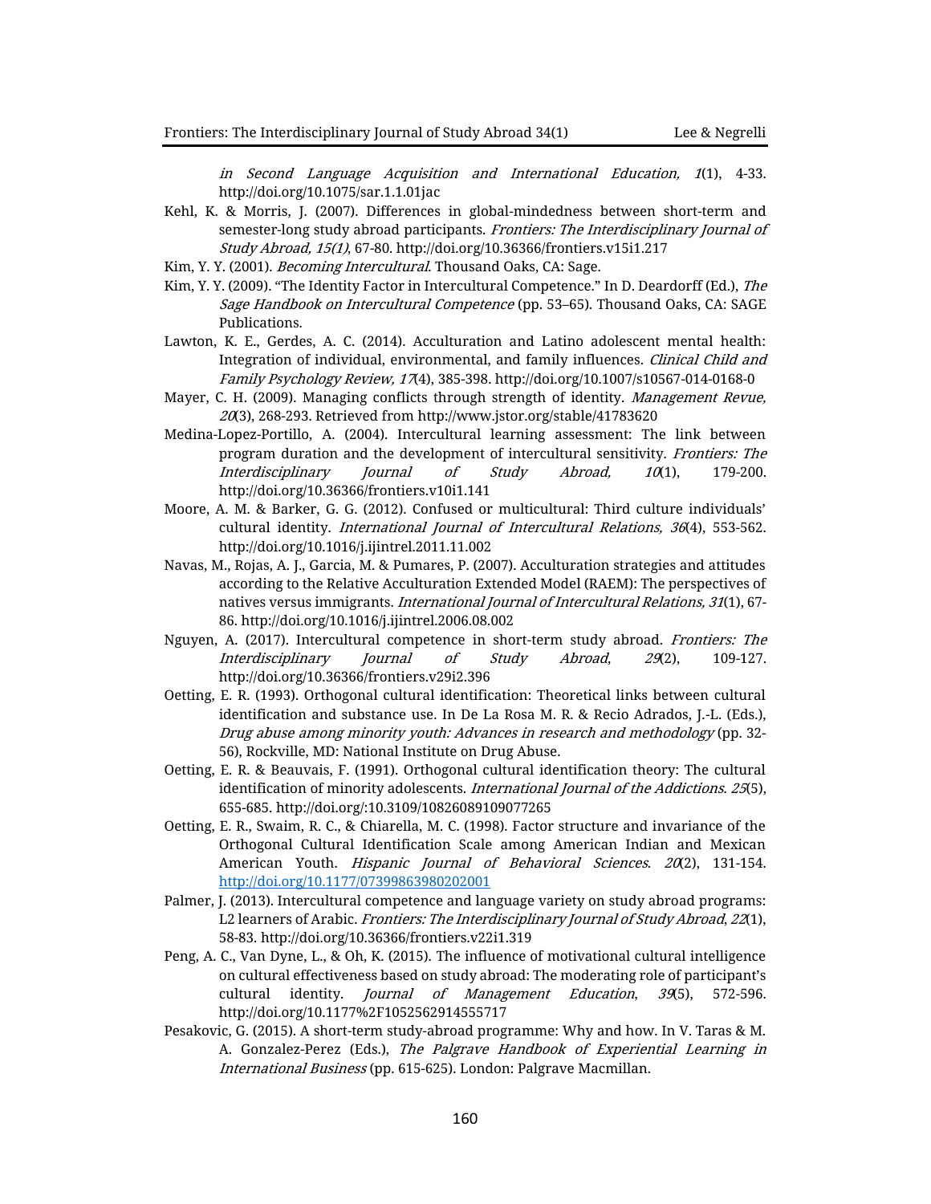*in Second Language Acquisition and International Education, 1*(1), 4-33. http://doi.org/10.1075/sar.1.1.01jac

Kehl, K. & Morris, J. (2007). Differences in global-mindedness between short-term and semester-long study abroad participants. *Frontiers: The Interdisciplinary Journal of Study Abroad, 15(1)*, 67-80. http://doi.org/10.36366/frontiers.v15i1.217

Kim, Y. Y. (2001). *Becoming Intercultural*. Thousand Oaks, CA: Sage.

Kim, Y. Y. (2009). "The Identity Factor in Intercultural Competence." In D. Deardorff (Ed.), *The Sage Handbook on Intercultural Competence* (pp. 53–65). Thousand Oaks, CA: SAGE Publications.

Lawton, K. E., Gerdes, A. C. (2014). Acculturation and Latino adolescent mental health: Integration of individual, environmental, and family influences. *Clinical Child and Family Psychology Review, 17*(4), 385-398. http://doi.org/10.1007/s10567-014-0168-0

Mayer, C. H. (2009). Managing conflicts through strength of identity. *Management Revue, 20*(3), 268-293. Retrieved from http://www.jstor.org/stable/41783620

Medina-Lopez-Portillo, A. (2004). Intercultural learning assessment: The link between program duration and the development of intercultural sensitivity. *Frontiers: The Interdisciplinary Journal of Study Abroad, 10*(1), 179-200. http://doi.org/10.36366/frontiers.v10i1.141

Moore, A. M. & Barker, G. G. (2012). Confused or multicultural: Third culture individuals' cultural identity. *International Journal of Intercultural Relations, 36*(4), 553-562. http://doi.org/10.1016/j.ijintrel.2011.11.002

Navas, M., Rojas, A. J., Garcia, M. & Pumares, P. (2007). Acculturation strategies and attitudes according to the Relative Acculturation Extended Model (RAEM): The perspectives of natives versus immigrants. *International Journal of Intercultural Relations, 31*(1), 67-86. http://doi.org/10.1016/j.ijintrel.2006.08.002

Nguyen, A. (2017). Intercultural competence in short-term study abroad. *Frontiers: The Interdisciplinary Journal of Study Abroad*, *29*(2), 109-127. http://doi.org/10.36366/frontiers.v29i2.396

Oetting, E. R. (1993). Orthogonal cultural identification: Theoretical links between cultural identification and substance use. In De La Rosa M. R. & Recio Adrados, J.-L. (Eds.), *Drug abuse among minority youth: Advances in research and methodology* (pp. 32-56), Rockville, MD: National Institute on Drug Abuse.

Oetting, E. R. & Beauvais, F. (1991). Orthogonal cultural identification theory: The cultural identification of minority adolescents. *International Journal of the Addictions. 25*(5), 655-685. http://doi.org/:10.3109/10826089109077265

Oetting, E. R., Swaim, R. C., & Chiarella, M. C. (1998). Factor structure and invariance of the Orthogonal Cultural Identification Scale among American Indian and Mexican American Youth. *Hispanic Journal of Behavioral Sciences*. *20*(2), 131-154. http://doi.org/10.1177/07399863980202001

Palmer, J. (2013). Intercultural competence and language variety on study abroad programs: L2 learners of Arabic. *Frontiers: The Interdisciplinary Journal of Study Abroad*, *22*(1), 58-83. http://doi.org/10.36366/frontiers.v22i1.319

Peng, A. C., Van Dyne, L., & Oh, K. (2015). The influence of motivational cultural intelligence on cultural effectiveness based on study abroad: The moderating role of participant's cultural identity. *Journal of Management Education*, *39*(5), 572-596. http://doi.org/10.1177%2F1052562914555717

Pesakovic, G. (2015). A short-term study-abroad programme: Why and how. In V. Taras & M. A. Gonzalez-Perez (Eds.), *The Palgrave Handbook of Experiential Learning in International Business* (pp. 615-625). London: Palgrave Macmillan.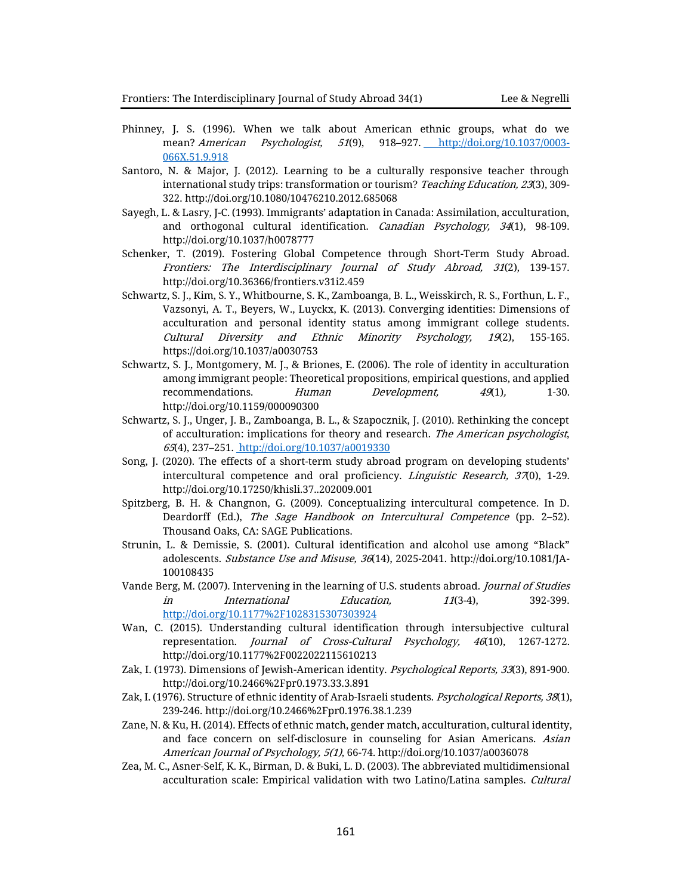Phinney, J. S. (1996). When we talk about American ethnic groups, what do we mean? *American Psychologist, 51*(9), 918–927. http://doi.org/10.1037/0003-066X.51.9.918

Santoro, N. & Major, J. (2012). Learning to be a culturally responsive teacher through international study trips: transformation or tourism? *Teaching Education, 23*(3), 309-322. http://doi.org/10.1080/10476210.2012.685068

Sayegh, L. & Lasry, J-C. (1993). Immigrants' adaptation in Canada: Assimilation, acculturation, and orthogonal cultural identification. *Canadian Psychology, 34*(1), 98-109. http://doi.org/10.1037/h0078777

Schenker, T. (2019). Fostering Global Competence through Short-Term Study Abroad. *Frontiers: The Interdisciplinary Journal of Study Abroad, 31*(2), 139-157. http://doi.org/10.36366/frontiers.v31i2.459

Schwartz, S. J., Kim, S. Y., Whitbourne, S. K., Zamboanga, B. L., Weisskirch, R. S., Forthun, L. F., Vazsonyi, A. T., Beyers, W., Luyckx, K. (2013). Converging identities: Dimensions of acculturation and personal identity status among immigrant college students. *Cultural Diversity and Ethnic Minority Psychology, 19*(2), 155-165. https://doi.org/10.1037/a0030753

Schwartz, S. J., Montgomery, M. J., & Briones, E. (2006). The role of identity in acculturation among immigrant people: Theoretical propositions, empirical questions, and applied recommendations. *Human Development, 49*(1), 1-30. http://doi.org/10.1159/000090300

Schwartz, S. J., Unger, J. B., Zamboanga, B. L., & Szapocznik, J. (2010). Rethinking the concept of acculturation: implications for theory and research. *The American psychologist*, *65*(4), 237–251. http://doi.org/10.1037/a0019330

Song, J. (2020). The effects of a short-term study abroad program on developing students' intercultural competence and oral proficiency. *Linguistic Research, 37*(0), 1-29. http://doi.org/10.17250/khisli.37..202009.001

Spitzberg, B. H. & Changnon, G. (2009). Conceptualizing intercultural competence. In D. Deardorff (Ed.), *The Sage Handbook on Intercultural Competence* (pp. 2–52). Thousand Oaks, CA: SAGE Publications.

Strunin, L. & Demissie, S. (2001). Cultural identification and alcohol use among "Black" adolescents. *Substance Use and Misuse, 36*(14), 2025-2041. http://doi.org/10.1081/JA-100108435

Vande Berg, M. (2007). Intervening in the learning of U.S. students abroad. *Journal of Studies in International Education, 11*(3-4), 392-399. http://doi.org/10.1177%2F1028315307303924

Wan, C. (2015). Understanding cultural identification through intersubjective cultural representation. *Journal of Cross-Cultural Psychology, 46*(10), 1267-1272. http://doi.org/10.1177%2F0022022115610213

Zak, I. (1973). Dimensions of Jewish-American identity. *Psychological Reports, 33*(3), 891-900. http://doi.org/10.2466%2Fpr0.1973.33.3.891

Zak, I. (1976). Structure of ethnic identity of Arab-Israeli students. *Psychological Reports, 38*(1), 239-246. http://doi.org/10.2466%2Fpr0.1976.38.1.239

Zane, N. & Ku, H. (2014). Effects of ethnic match, gender match, acculturation, cultural identity, and face concern on self-disclosure in counseling for Asian Americans. *Asian American Journal of Psychology, 5(1)*, 66-74. http://doi.org/10.1037/a0036078

Zea, M. C., Asner-Self, K. K., Birman, D. & Buki, L. D. (2003). The abbreviated multidimensional acculturation scale: Empirical validation with two Latino/Latina samples. *Cultural*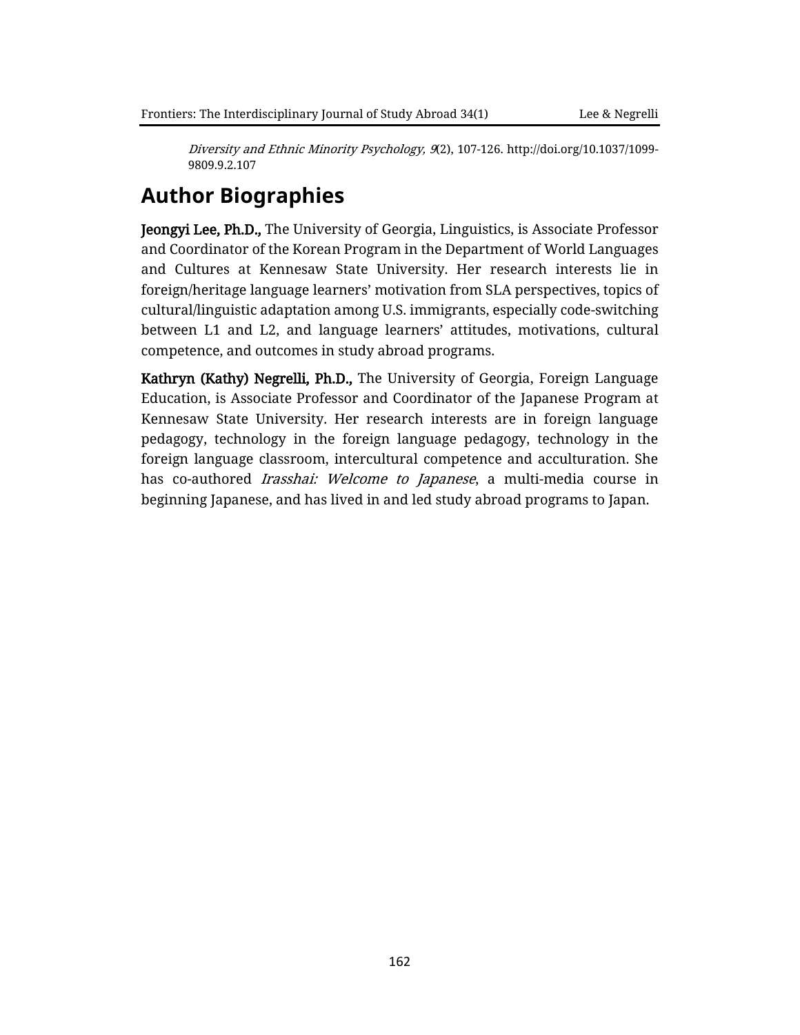*Diversity and Ethnic Minority Psychology, 9*(2), 107-126. http://doi.org/10.1037/1099-9809.9.2.107

## Author Biographies

**Jeongyi Lee, Ph.D.,** The University of Georgia, Linguistics, is Associate Professor and Coordinator of the Korean Program in the Department of World Languages and Cultures at Kennesaw State University. Her research interests lie in foreign/heritage language learners' motivation from SLA perspectives, topics of cultural/linguistic adaptation among U.S. immigrants, especially code-switching between L1 and L2, and language learners' attitudes, motivations, cultural competence, and outcomes in study abroad programs.

**Kathryn (Kathy) Negrelli, Ph.D.,** The University of Georgia, Foreign Language Education, is Associate Professor and Coordinator of the Japanese Program at Kennesaw State University. Her research interests are in foreign language pedagogy, technology in the foreign language pedagogy, technology in the foreign language classroom, intercultural competence and acculturation. She has co-authored *Irasshai: Welcome to Japanese*, a multi-media course in beginning Japanese, and has lived in and led study abroad programs to Japan.